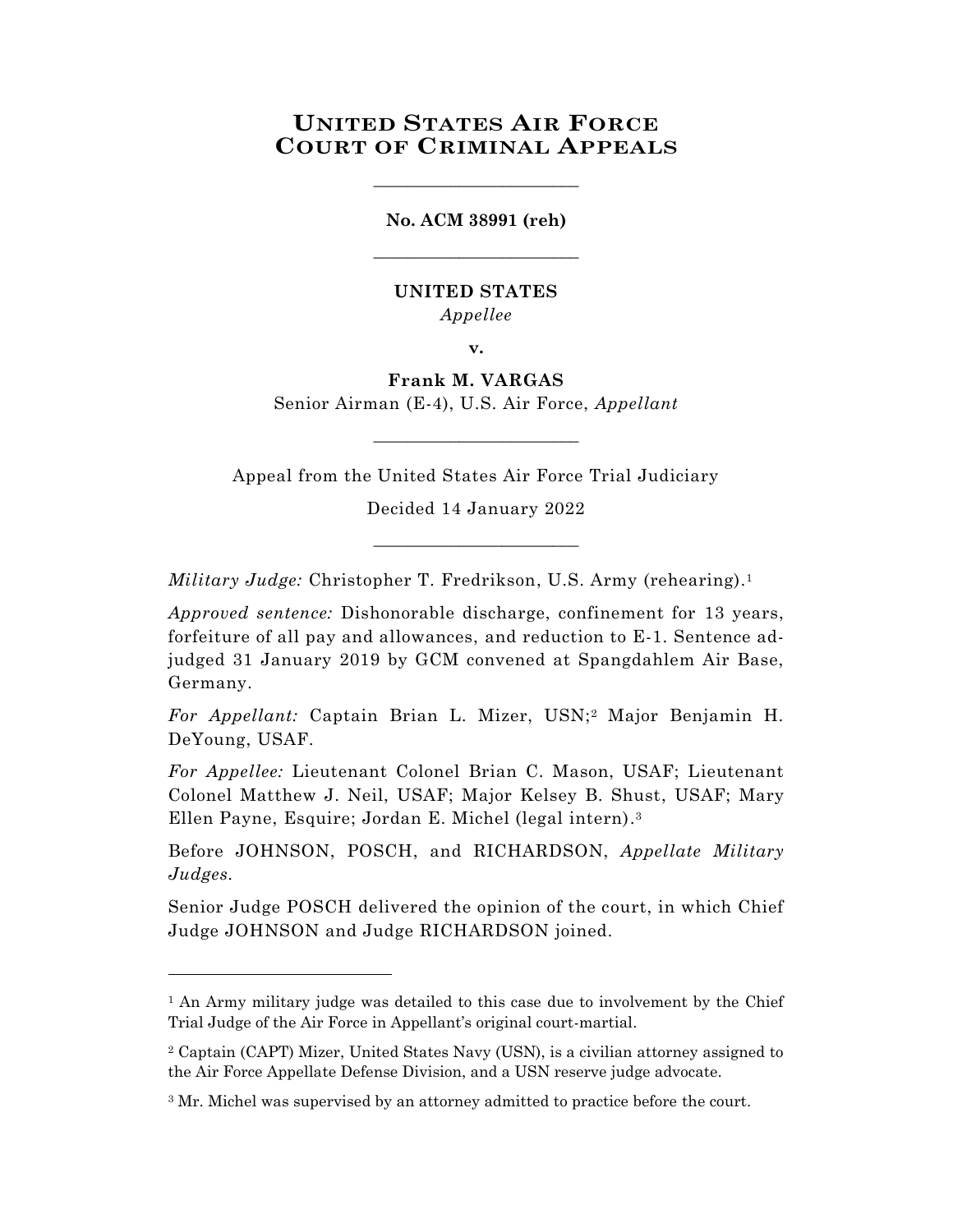# UNITED STATES AIR FORCE COURT OF CRIMINAL APPEALS

________________________

**No. ACM 38991 (reh)**

________________________

**UNITED STATES**

*Appellee*

**v.**

**Frank M. VARGAS**

Senior Airman (E-4), U.S. Air Force, *Appellant*

________________________

Appeal from the United States Air Force Trial Judiciary

Decided 14 January 2022

________________________

*Military Judge:* Christopher T. Fredrikson, U.S. Army (rehearing).[1]

*Approved sentence:* Dishonorable discharge, confinement for 13 years, forfeiture of all pay and allowances, and reduction to E-1. Sentence adjudged 31 January 2019 by GCM convened at Spangdahlem Air Base, Germany.

*For Appellant:* Captain Brian L. Mizer, USN;[2] Major Benjamin H. DeYoung, USAF.

*For Appellee:* Lieutenant Colonel Brian C. Mason, USAF; Lieutenant Colonel Matthew J. Neil, USAF; Major Kelsey B. Shust, USAF; Mary Ellen Payne, Esquire; Jordan E. Michel (legal intern).[3]

Before JOHNSON, POSCH, and RICHARDSON, *Appellate Military Judges.*

Senior Judge POSCH delivered the opinion of the court, in which Chief Judge JOHNSON and Judge RICHARDSON joined.

---

[1] An Army military judge was detailed to this case due to involvement by the Chief Trial Judge of the Air Force in Appellant's original court-martial.

[2] Captain (CAPT) Mizer, United States Navy (USN), is a civilian attorney assigned to the Air Force Appellate Defense Division, and a USN reserve judge advocate.

[3] Mr. Michel was supervised by an attorney admitted to practice before the court.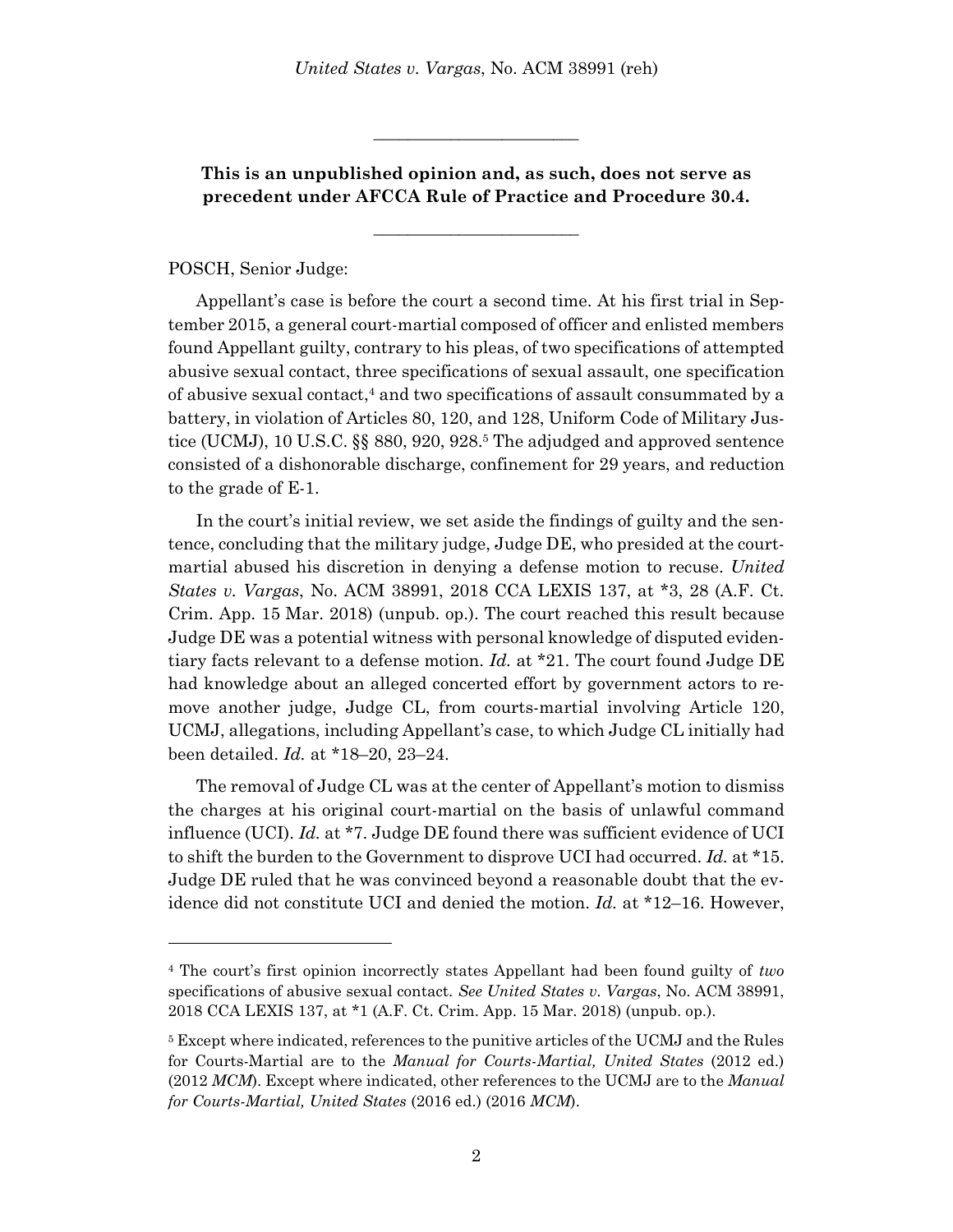**This is an unpublished opinion and, as such, does not serve as precedent under AFCCA Rule of Practice and Procedure 30.4.**

---

POSCH, Senior Judge:

Appellant's case is before the court a second time. At his first trial in September 2015, a general court-martial composed of officer and enlisted members found Appellant guilty, contrary to his pleas, of two specifications of attempted abusive sexual contact, three specifications of sexual assault, one specification of abusive sexual contact,[4] and two specifications of assault consummated by a battery, in violation of Articles 80, 120, and 128, Uniform Code of Military Justice (UCMJ), 10 U.S.C. §§ 880, 920, 928.[5] The adjudged and approved sentence consisted of a dishonorable discharge, confinement for 29 years, and reduction to the grade of E-1.

In the court's initial review, we set aside the findings of guilty and the sentence, concluding that the military judge, Judge DE, who presided at the court-martial abused his discretion in denying a defense motion to recuse. *United States v. Vargas*, No. ACM 38991, 2018 CCA LEXIS 137, at *3, 28 (A.F. Ct. Crim. App. 15 Mar. 2018) (unpub. op.). The court reached this result because Judge DE was a potential witness with personal knowledge of disputed evidentiary facts relevant to a defense motion. *Id.* at *21. The court found Judge DE had knowledge about an alleged concerted effort by government actors to remove another judge, Judge CL, from courts-martial involving Article 120, UCMJ, allegations, including Appellant's case, to which Judge CL initially had been detailed. *Id.* at *18–20, 23–24.

The removal of Judge CL was at the center of Appellant's motion to dismiss the charges at his original court-martial on the basis of unlawful command influence (UCI). *Id.* at *7. Judge DE found there was sufficient evidence of UCI to shift the burden to the Government to disprove UCI had occurred. *Id.* at *15. Judge DE ruled that he was convinced beyond a reasonable doubt that the evidence did not constitute UCI and denied the motion. *Id.* at *12–16. However,

---

[4] The court's first opinion incorrectly states Appellant had been found guilty of *two* specifications of abusive sexual contact. *See United States v. Vargas*, No. ACM 38991, 2018 CCA LEXIS 137, at *1 (A.F. Ct. Crim. App. 15 Mar. 2018) (unpub. op.).

[5] Except where indicated, references to the punitive articles of the UCMJ and the Rules for Courts-Martial are to the *Manual for Courts-Martial, United States* (2012 ed.) (2012 *MCM*). Except where indicated, other references to the UCMJ are to the *Manual for Courts-Martial, United States* (2016 ed.) (2016 *MCM*).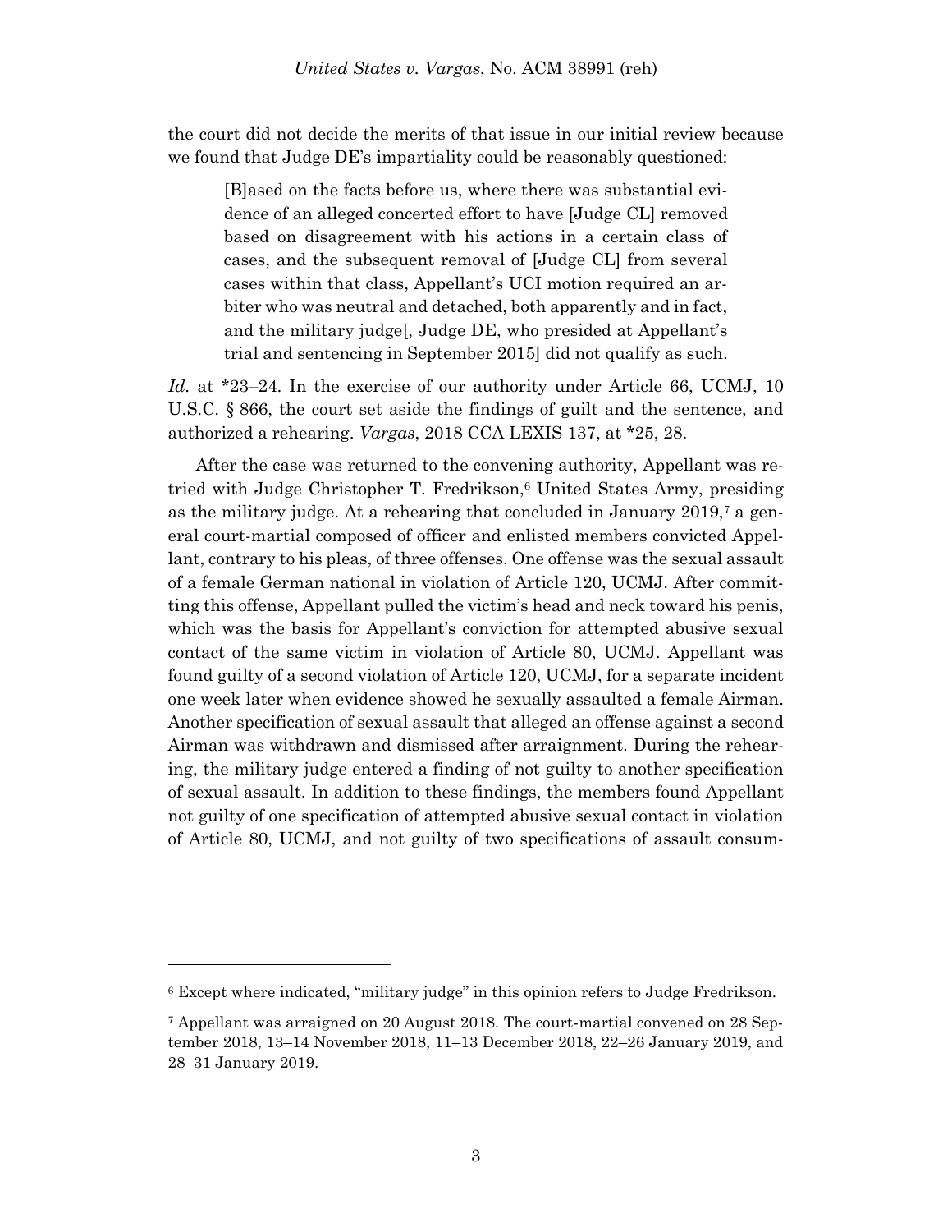the court did not decide the merits of that issue in our initial review because we found that Judge DE's impartiality could be reasonably questioned:

> [B]ased on the facts before us, where there was substantial evidence of an alleged concerted effort to have [Judge CL] removed based on disagreement with his actions in a certain class of cases, and the subsequent removal of [Judge CL] from several cases within that class, Appellant's UCI motion required an arbiter who was neutral and detached, both apparently and in fact, and the military judge[, Judge DE, who presided at Appellant's trial and sentencing in September 2015] did not qualify as such.

*Id.* at *23–24. In the exercise of our authority under Article 66, UCMJ, 10 U.S.C. § 866, the court set aside the findings of guilt and the sentence, and authorized a rehearing. *Vargas*, 2018 CCA LEXIS 137, at *25, 28.

After the case was returned to the convening authority, Appellant was retried with Judge Christopher T. Fredrikson,[6] United States Army, presiding as the military judge. At a rehearing that concluded in January 2019,[7] a general court-martial composed of officer and enlisted members convicted Appellant, contrary to his pleas, of three offenses. One offense was the sexual assault of a female German national in violation of Article 120, UCMJ. After committing this offense, Appellant pulled the victim's head and neck toward his penis, which was the basis for Appellant's conviction for attempted abusive sexual contact of the same victim in violation of Article 80, UCMJ. Appellant was found guilty of a second violation of Article 120, UCMJ, for a separate incident one week later when evidence showed he sexually assaulted a female Airman. Another specification of sexual assault that alleged an offense against a second Airman was withdrawn and dismissed after arraignment. During the rehearing, the military judge entered a finding of not guilty to another specification of sexual assault. In addition to these findings, the members found Appellant not guilty of one specification of attempted abusive sexual contact in violation of Article 80, UCMJ, and not guilty of two specifications of assault consum-

---

[6] Except where indicated, "military judge" in this opinion refers to Judge Fredrikson.

[7] Appellant was arraigned on 20 August 2018. The court-martial convened on 28 September 2018, 13–14 November 2018, 11–13 December 2018, 22–26 January 2019, and 28–31 January 2019.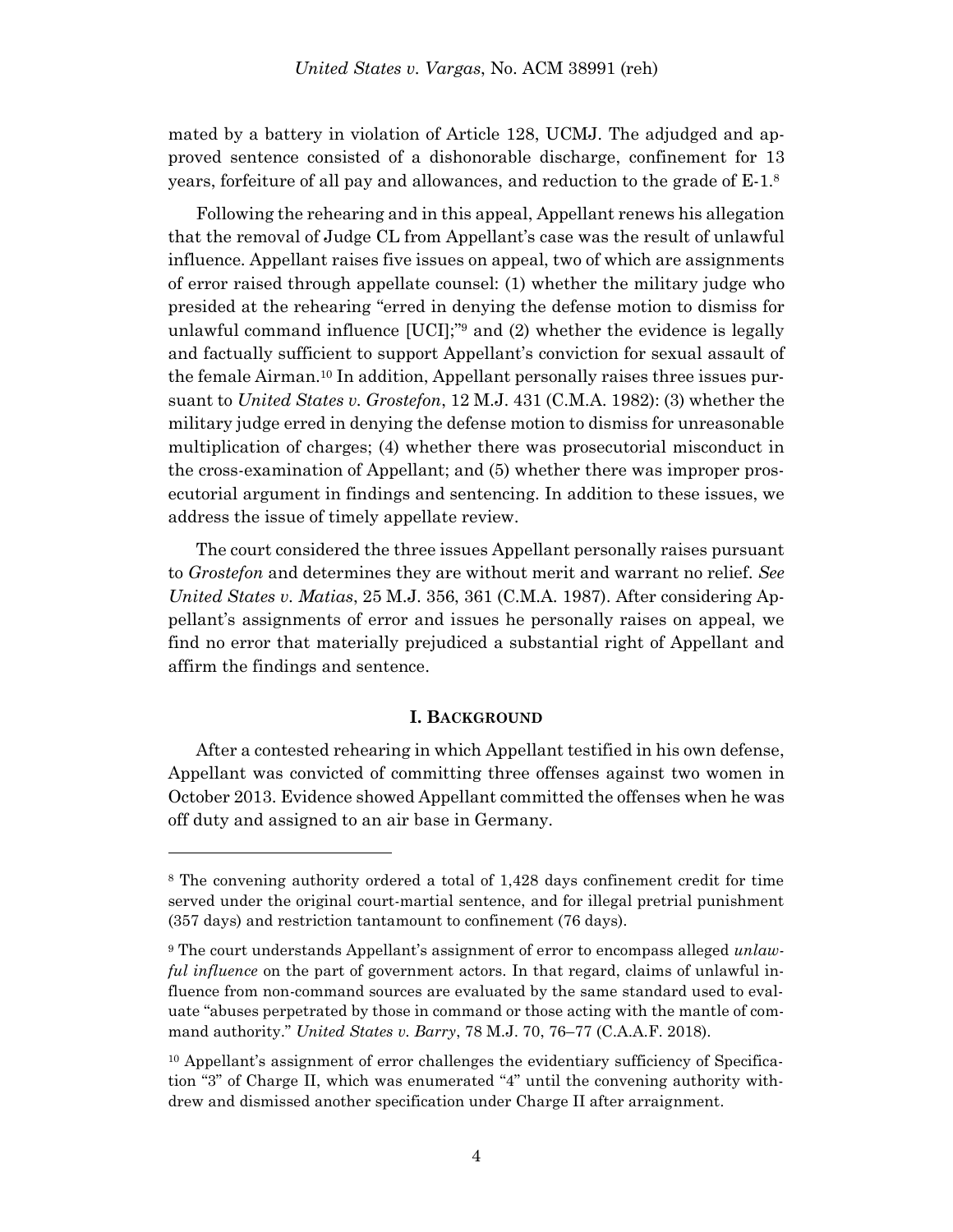mated by a battery in violation of Article 128, UCMJ. The adjudged and approved sentence consisted of a dishonorable discharge, confinement for 13 years, forfeiture of all pay and allowances, and reduction to the grade of E-1.[8]

Following the rehearing and in this appeal, Appellant renews his allegation that the removal of Judge CL from Appellant's case was the result of unlawful influence. Appellant raises five issues on appeal, two of which are assignments of error raised through appellate counsel: (1) whether the military judge who presided at the rehearing "erred in denying the defense motion to dismiss for unlawful command influence [UCI];"[9] and (2) whether the evidence is legally and factually sufficient to support Appellant's conviction for sexual assault of the female Airman.[10] In addition, Appellant personally raises three issues pursuant to *United States v. Grostefon*, 12 M.J. 431 (C.M.A. 1982): (3) whether the military judge erred in denying the defense motion to dismiss for unreasonable multiplication of charges; (4) whether there was prosecutorial misconduct in the cross-examination of Appellant; and (5) whether there was improper prosecutorial argument in findings and sentencing. In addition to these issues, we address the issue of timely appellate review.

The court considered the three issues Appellant personally raises pursuant to *Grostefon* and determines they are without merit and warrant no relief. *See United States v. Matias*, 25 M.J. 356, 361 (C.M.A. 1987). After considering Appellant's assignments of error and issues he personally raises on appeal, we find no error that materially prejudiced a substantial right of Appellant and affirm the findings and sentence.

## I. BACKGROUND

After a contested rehearing in which Appellant testified in his own defense, Appellant was convicted of committing three offenses against two women in October 2013. Evidence showed Appellant committed the offenses when he was off duty and assigned to an air base in Germany.

---

[8] The convening authority ordered a total of 1,428 days confinement credit for time served under the original court-martial sentence, and for illegal pretrial punishment (357 days) and restriction tantamount to confinement (76 days).

[9] The court understands Appellant's assignment of error to encompass alleged *unlawful influence* on the part of government actors. In that regard, claims of unlawful influence from non-command sources are evaluated by the same standard used to evaluate "abuses perpetrated by those in command or those acting with the mantle of command authority." *United States v. Barry*, 78 M.J. 70, 76–77 (C.A.A.F. 2018).

[10] Appellant's assignment of error challenges the evidentiary sufficiency of Specification "3" of Charge II, which was enumerated "4" until the convening authority withdrew and dismissed another specification under Charge II after arraignment.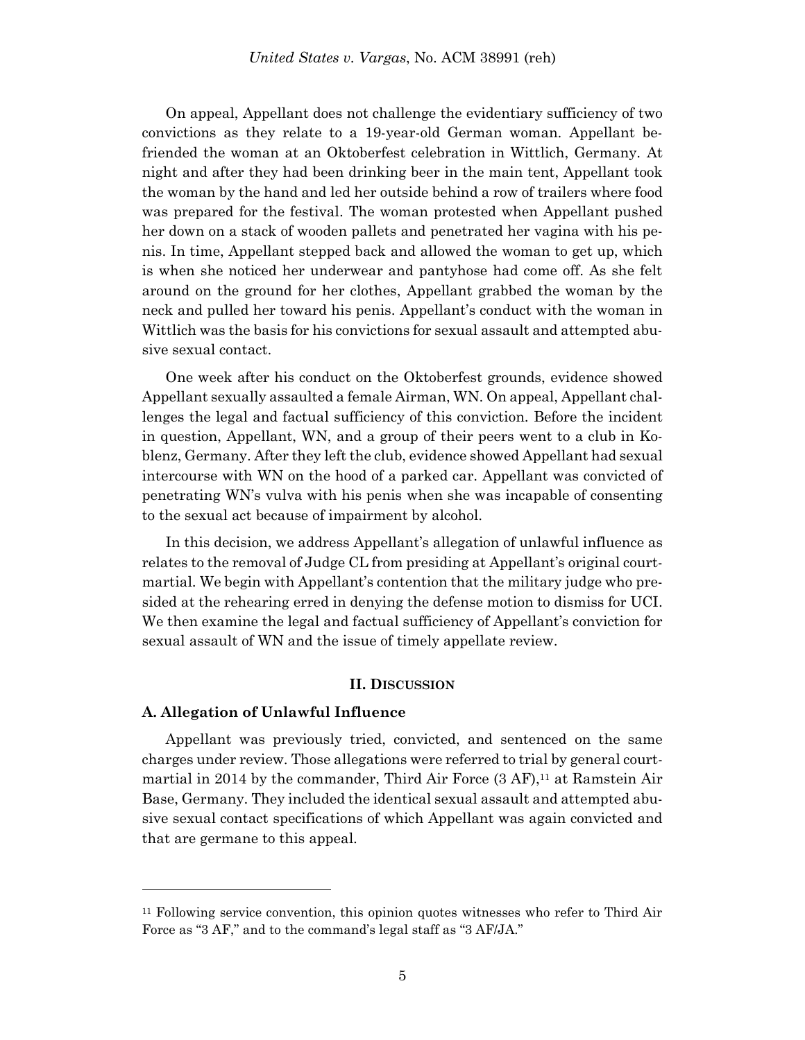On appeal, Appellant does not challenge the evidentiary sufficiency of two convictions as they relate to a 19-year-old German woman. Appellant befriended the woman at an Oktoberfest celebration in Wittlich, Germany. At night and after they had been drinking beer in the main tent, Appellant took the woman by the hand and led her outside behind a row of trailers where food was prepared for the festival. The woman protested when Appellant pushed her down on a stack of wooden pallets and penetrated her vagina with his penis. In time, Appellant stepped back and allowed the woman to get up, which is when she noticed her underwear and pantyhose had come off. As she felt around on the ground for her clothes, Appellant grabbed the woman by the neck and pulled her toward his penis. Appellant's conduct with the woman in Wittlich was the basis for his convictions for sexual assault and attempted abusive sexual contact.

One week after his conduct on the Oktoberfest grounds, evidence showed Appellant sexually assaulted a female Airman, WN. On appeal, Appellant challenges the legal and factual sufficiency of this conviction. Before the incident in question, Appellant, WN, and a group of their peers went to a club in Koblenz, Germany. After they left the club, evidence showed Appellant had sexual intercourse with WN on the hood of a parked car. Appellant was convicted of penetrating WN's vulva with his penis when she was incapable of consenting to the sexual act because of impairment by alcohol.

In this decision, we address Appellant's allegation of unlawful influence as relates to the removal of Judge CL from presiding at Appellant's original court-martial. We begin with Appellant's contention that the military judge who presided at the rehearing erred in denying the defense motion to dismiss for UCI. We then examine the legal and factual sufficiency of Appellant's conviction for sexual assault of WN and the issue of timely appellate review.

## II. Discussion

### A. Allegation of Unlawful Influence

Appellant was previously tried, convicted, and sentenced on the same charges under review. Those allegations were referred to trial by general court-martial in 2014 by the commander, Third Air Force (3 AF),[11] at Ramstein Air Base, Germany. They included the identical sexual assault and attempted abusive sexual contact specifications of which Appellant was again convicted and that are germane to this appeal.

---

[11] Following service convention, this opinion quotes witnesses who refer to Third Air Force as "3 AF," and to the command's legal staff as "3 AF/JA."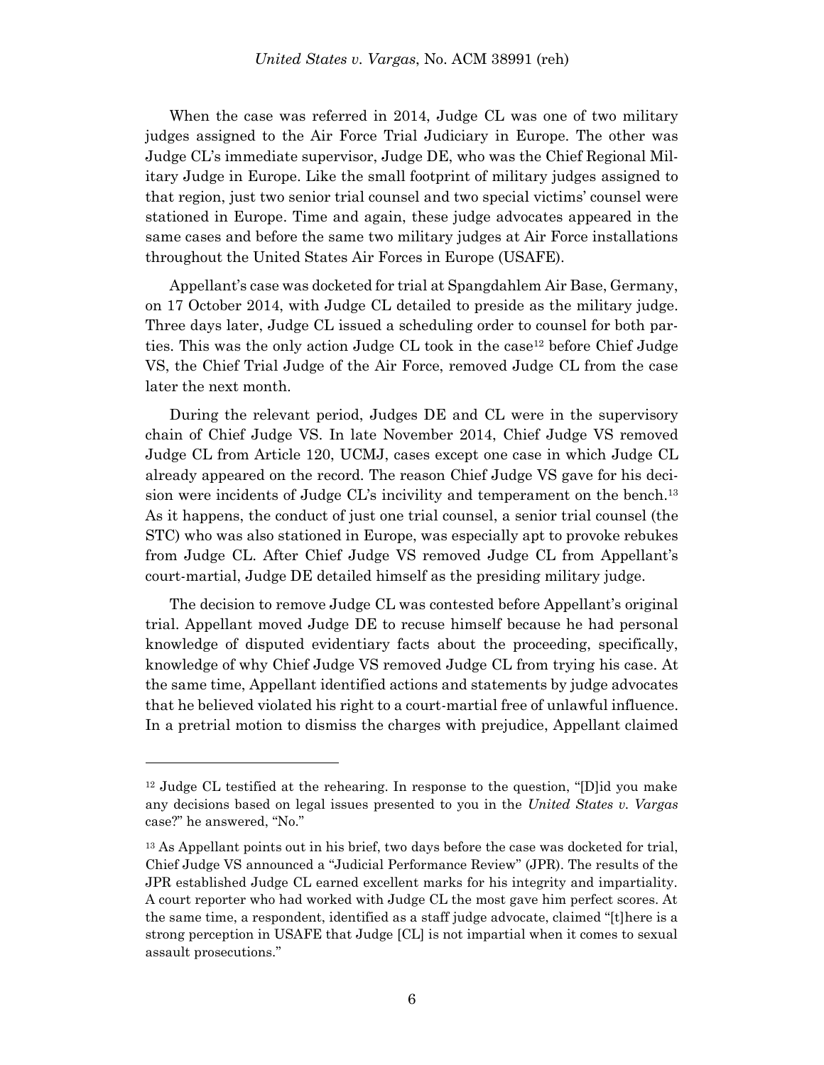When the case was referred in 2014, Judge CL was one of two military judges assigned to the Air Force Trial Judiciary in Europe. The other was Judge CL's immediate supervisor, Judge DE, who was the Chief Regional Military Judge in Europe. Like the small footprint of military judges assigned to that region, just two senior trial counsel and two special victims' counsel were stationed in Europe. Time and again, these judge advocates appeared in the same cases and before the same two military judges at Air Force installations throughout the United States Air Forces in Europe (USAFE).

Appellant's case was docketed for trial at Spangdahlem Air Base, Germany, on 17 October 2014, with Judge CL detailed to preside as the military judge. Three days later, Judge CL issued a scheduling order to counsel for both parties. This was the only action Judge CL took in the case[12] before Chief Judge VS, the Chief Trial Judge of the Air Force, removed Judge CL from the case later the next month.

During the relevant period, Judges DE and CL were in the supervisory chain of Chief Judge VS. In late November 2014, Chief Judge VS removed Judge CL from Article 120, UCMJ, cases except one case in which Judge CL already appeared on the record. The reason Chief Judge VS gave for his decision were incidents of Judge CL's incivility and temperament on the bench.[13] As it happens, the conduct of just one trial counsel, a senior trial counsel (the STC) who was also stationed in Europe, was especially apt to provoke rebukes from Judge CL. After Chief Judge VS removed Judge CL from Appellant's court-martial, Judge DE detailed himself as the presiding military judge.

The decision to remove Judge CL was contested before Appellant's original trial. Appellant moved Judge DE to recuse himself because he had personal knowledge of disputed evidentiary facts about the proceeding, specifically, knowledge of why Chief Judge VS removed Judge CL from trying his case. At the same time, Appellant identified actions and statements by judge advocates that he believed violated his right to a court-martial free of unlawful influence. In a pretrial motion to dismiss the charges with prejudice, Appellant claimed

---

[12] Judge CL testified at the rehearing. In response to the question, "[D]id you make any decisions based on legal issues presented to you in the *United States v. Vargas* case?" he answered, "No."

[13] As Appellant points out in his brief, two days before the case was docketed for trial, Chief Judge VS announced a "Judicial Performance Review" (JPR). The results of the JPR established Judge CL earned excellent marks for his integrity and impartiality. A court reporter who had worked with Judge CL the most gave him perfect scores. At the same time, a respondent, identified as a staff judge advocate, claimed "[t]here is a strong perception in USAFE that Judge [CL] is not impartial when it comes to sexual assault prosecutions."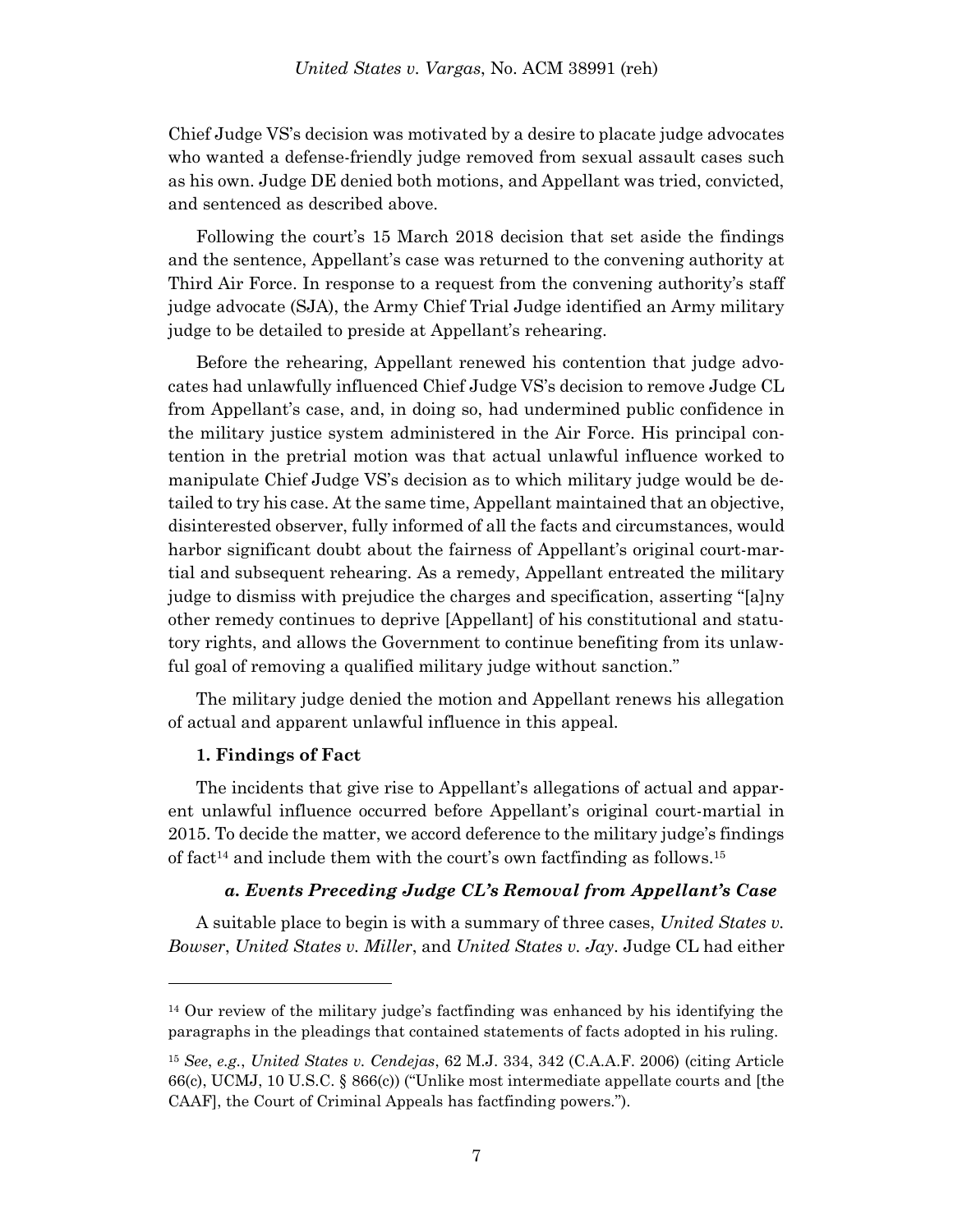Chief Judge VS's decision was motivated by a desire to placate judge advocates who wanted a defense-friendly judge removed from sexual assault cases such as his own. Judge DE denied both motions, and Appellant was tried, convicted, and sentenced as described above.

Following the court's 15 March 2018 decision that set aside the findings and the sentence, Appellant's case was returned to the convening authority at Third Air Force. In response to a request from the convening authority's staff judge advocate (SJA), the Army Chief Trial Judge identified an Army military judge to be detailed to preside at Appellant's rehearing.

Before the rehearing, Appellant renewed his contention that judge advocates had unlawfully influenced Chief Judge VS's decision to remove Judge CL from Appellant's case, and, in doing so, had undermined public confidence in the military justice system administered in the Air Force. His principal contention in the pretrial motion was that actual unlawful influence worked to manipulate Chief Judge VS's decision as to which military judge would be detailed to try his case. At the same time, Appellant maintained that an objective, disinterested observer, fully informed of all the facts and circumstances, would harbor significant doubt about the fairness of Appellant's original court-martial and subsequent rehearing. As a remedy, Appellant entreated the military judge to dismiss with prejudice the charges and specification, asserting "[a]ny other remedy continues to deprive [Appellant] of his constitutional and statutory rights, and allows the Government to continue benefiting from its unlawful goal of removing a qualified military judge without sanction."

The military judge denied the motion and Appellant renews his allegation of actual and apparent unlawful influence in this appeal.

### 1. Findings of Fact

The incidents that give rise to Appellant's allegations of actual and apparent unlawful influence occurred before Appellant's original court-martial in 2015. To decide the matter, we accord deference to the military judge's findings of fact[14] and include them with the court's own factfinding as follows.[15]

#### *a. Events Preceding Judge CL's Removal from Appellant's Case*

A suitable place to begin is with a summary of three cases, *United States v. Bowser*, *United States v. Miller*, and *United States v. Jay*. Judge CL had either

---

[14] Our review of the military judge's factfinding was enhanced by his identifying the paragraphs in the pleadings that contained statements of facts adopted in his ruling.

[15] *See*, *e.g.*, *United States v. Cendejas*, 62 M.J. 334, 342 (C.A.A.F. 2006) (citing Article 66(c), UCMJ, 10 U.S.C. § 866(c)) ("Unlike most intermediate appellate courts and [the CAAF], the Court of Criminal Appeals has factfinding powers.").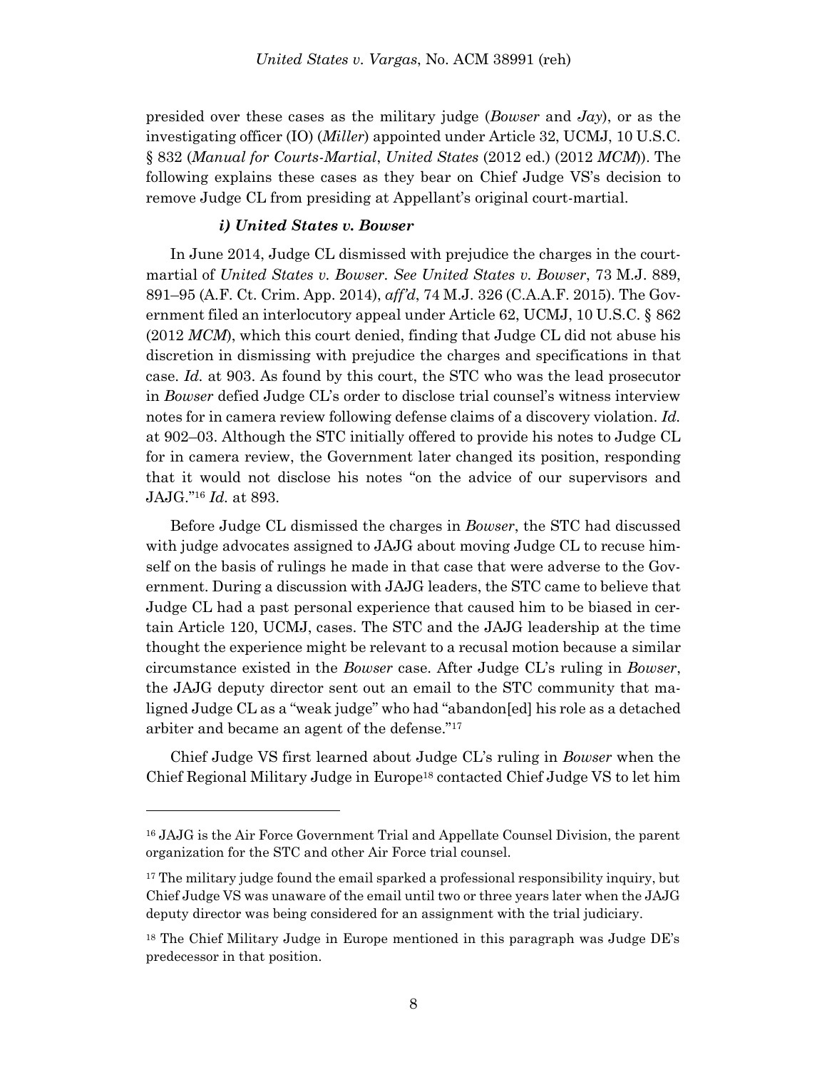presided over these cases as the military judge (*Bowser* and *Jay*), or as the investigating officer (IO) (*Miller*) appointed under Article 32, UCMJ, 10 U.S.C. § 832 (*Manual for Courts-Martial*, *United States* (2012 ed.) (2012 *MCM*)). The following explains these cases as they bear on Chief Judge VS's decision to remove Judge CL from presiding at Appellant's original court-martial.

#### *i) United States v. Bowser*

In June 2014, Judge CL dismissed with prejudice the charges in the court-martial of *United States v. Bowser*. *See United States v. Bowser*, 73 M.J. 889, 891–95 (A.F. Ct. Crim. App. 2014), *aff'd*, 74 M.J. 326 (C.A.A.F. 2015). The Government filed an interlocutory appeal under Article 62, UCMJ, 10 U.S.C. § 862 (2012 *MCM*), which this court denied, finding that Judge CL did not abuse his discretion in dismissing with prejudice the charges and specifications in that case. *Id.* at 903. As found by this court, the STC who was the lead prosecutor in *Bowser* defied Judge CL's order to disclose trial counsel's witness interview notes for in camera review following defense claims of a discovery violation. *Id.* at 902–03. Although the STC initially offered to provide his notes to Judge CL for in camera review, the Government later changed its position, responding that it would not disclose his notes "on the advice of our supervisors and JAJG."[16] *Id.* at 893.

Before Judge CL dismissed the charges in *Bowser*, the STC had discussed with judge advocates assigned to JAJG about moving Judge CL to recuse himself on the basis of rulings he made in that case that were adverse to the Government. During a discussion with JAJG leaders, the STC came to believe that Judge CL had a past personal experience that caused him to be biased in certain Article 120, UCMJ, cases. The STC and the JAJG leadership at the time thought the experience might be relevant to a recusal motion because a similar circumstance existed in the *Bowser* case. After Judge CL's ruling in *Bowser*, the JAJG deputy director sent out an email to the STC community that maligned Judge CL as a "weak judge" who had "abandon[ed] his role as a detached arbiter and became an agent of the defense."[17]

Chief Judge VS first learned about Judge CL's ruling in *Bowser* when the Chief Regional Military Judge in Europe[18] contacted Chief Judge VS to let him

---

[16] JAJG is the Air Force Government Trial and Appellate Counsel Division, the parent organization for the STC and other Air Force trial counsel.

[17] The military judge found the email sparked a professional responsibility inquiry, but Chief Judge VS was unaware of the email until two or three years later when the JAJG deputy director was being considered for an assignment with the trial judiciary.

[18] The Chief Military Judge in Europe mentioned in this paragraph was Judge DE's predecessor in that position.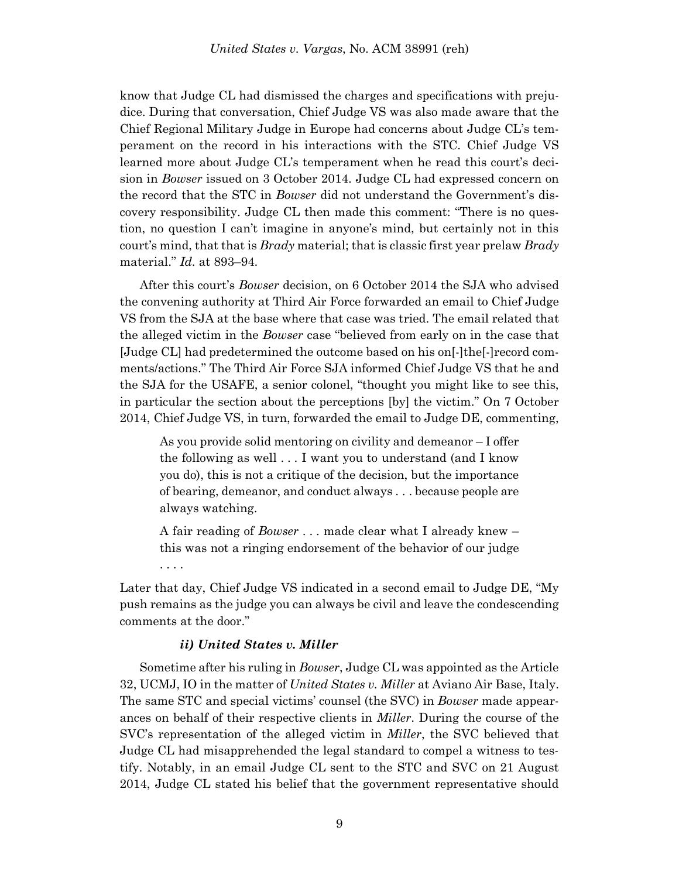know that Judge CL had dismissed the charges and specifications with prejudice. During that conversation, Chief Judge VS was also made aware that the Chief Regional Military Judge in Europe had concerns about Judge CL's temperament on the record in his interactions with the STC. Chief Judge VS learned more about Judge CL's temperament when he read this court's decision in *Bowser* issued on 3 October 2014. Judge CL had expressed concern on the record that the STC in *Bowser* did not understand the Government's discovery responsibility. Judge CL then made this comment: "There is no question, no question I can't imagine in anyone's mind, but certainly not in this court's mind, that that is *Brady* material; that is classic first year prelaw *Brady* material." *Id.* at 893–94.

After this court's *Bowser* decision, on 6 October 2014 the SJA who advised the convening authority at Third Air Force forwarded an email to Chief Judge VS from the SJA at the base where that case was tried. The email related that the alleged victim in the *Bowser* case "believed from early on in the case that [Judge CL] had predetermined the outcome based on his on[-]the[-]record comments/actions." The Third Air Force SJA informed Chief Judge VS that he and the SJA for the USAFE, a senior colonel, "thought you might like to see this, in particular the section about the perceptions [by] the victim." On 7 October 2014, Chief Judge VS, in turn, forwarded the email to Judge DE, commenting,

> As you provide solid mentoring on civility and demeanor – I offer the following as well . . . I want you to understand (and I know you do), this is not a critique of the decision, but the importance of bearing, demeanor, and conduct always . . . because people are always watching.
>
> A fair reading of *Bowser* . . . made clear what I already knew – this was not a ringing endorsement of the behavior of our judge . . . .

Later that day, Chief Judge VS indicated in a second email to Judge DE, "My push remains as the judge you can always be civil and leave the condescending comments at the door."

#### ii) *United States v. Miller*

Sometime after his ruling in *Bowser*, Judge CL was appointed as the Article 32, UCMJ, IO in the matter of *United States v. Miller* at Aviano Air Base, Italy. The same STC and special victims' counsel (the SVC) in *Bowser* made appearances on behalf of their respective clients in *Miller*. During the course of the SVC's representation of the alleged victim in *Miller*, the SVC believed that Judge CL had misapprehended the legal standard to compel a witness to testify. Notably, in an email Judge CL sent to the STC and SVC on 21 August 2014, Judge CL stated his belief that the government representative should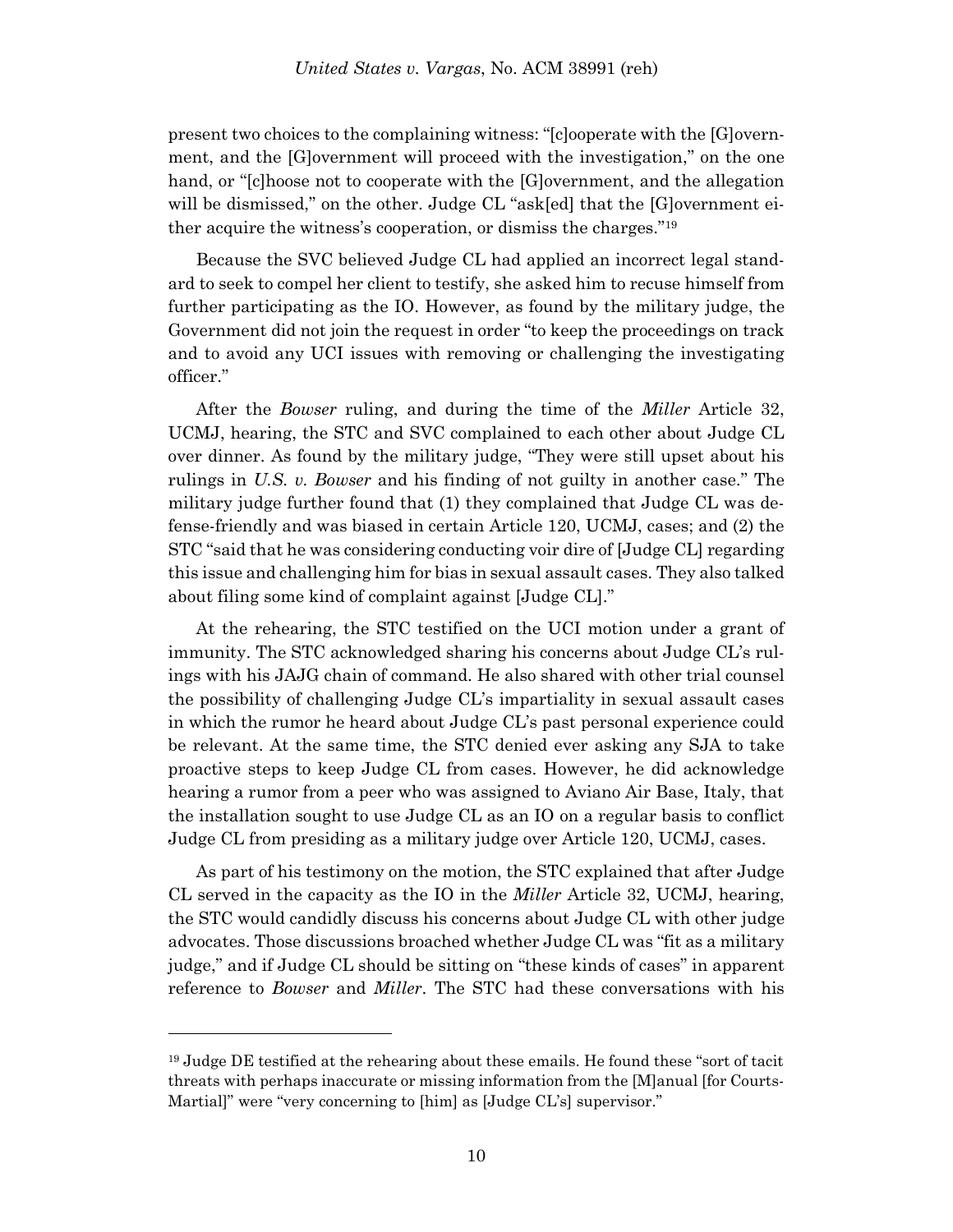present two choices to the complaining witness: "[c]ooperate with the [G]overnment, and the [G]overnment will proceed with the investigation," on the one hand, or "[c]hoose not to cooperate with the [G]overnment, and the allegation will be dismissed," on the other. Judge CL "ask[ed] that the [G]overnment either acquire the witness's cooperation, or dismiss the charges."[19]

Because the SVC believed Judge CL had applied an incorrect legal standard to seek to compel her client to testify, she asked him to recuse himself from further participating as the IO. However, as found by the military judge, the Government did not join the request in order "to keep the proceedings on track and to avoid any UCI issues with removing or challenging the investigating officer."

After the *Bowser* ruling, and during the time of the *Miller* Article 32, UCMJ, hearing, the STC and SVC complained to each other about Judge CL over dinner. As found by the military judge, "They were still upset about his rulings in *U.S. v. Bowser* and his finding of not guilty in another case." The military judge further found that (1) they complained that Judge CL was defense-friendly and was biased in certain Article 120, UCMJ, cases; and (2) the STC "said that he was considering conducting voir dire of [Judge CL] regarding this issue and challenging him for bias in sexual assault cases. They also talked about filing some kind of complaint against [Judge CL]."

At the rehearing, the STC testified on the UCI motion under a grant of immunity. The STC acknowledged sharing his concerns about Judge CL's rulings with his JAJG chain of command. He also shared with other trial counsel the possibility of challenging Judge CL's impartiality in sexual assault cases in which the rumor he heard about Judge CL's past personal experience could be relevant. At the same time, the STC denied ever asking any SJA to take proactive steps to keep Judge CL from cases. However, he did acknowledge hearing a rumor from a peer who was assigned to Aviano Air Base, Italy, that the installation sought to use Judge CL as an IO on a regular basis to conflict Judge CL from presiding as a military judge over Article 120, UCMJ, cases.

As part of his testimony on the motion, the STC explained that after Judge CL served in the capacity as the IO in the *Miller* Article 32, UCMJ, hearing, the STC would candidly discuss his concerns about Judge CL with other judge advocates. Those discussions broached whether Judge CL was "fit as a military judge," and if Judge CL should be sitting on "these kinds of cases" in apparent reference to *Bowser* and *Miller*. The STC had these conversations with his

---

[19] Judge DE testified at the rehearing about these emails. He found these "sort of tacit threats with perhaps inaccurate or missing information from the [M]anual [for Courts-Martial]" were "very concerning to [him] as [Judge CL's] supervisor."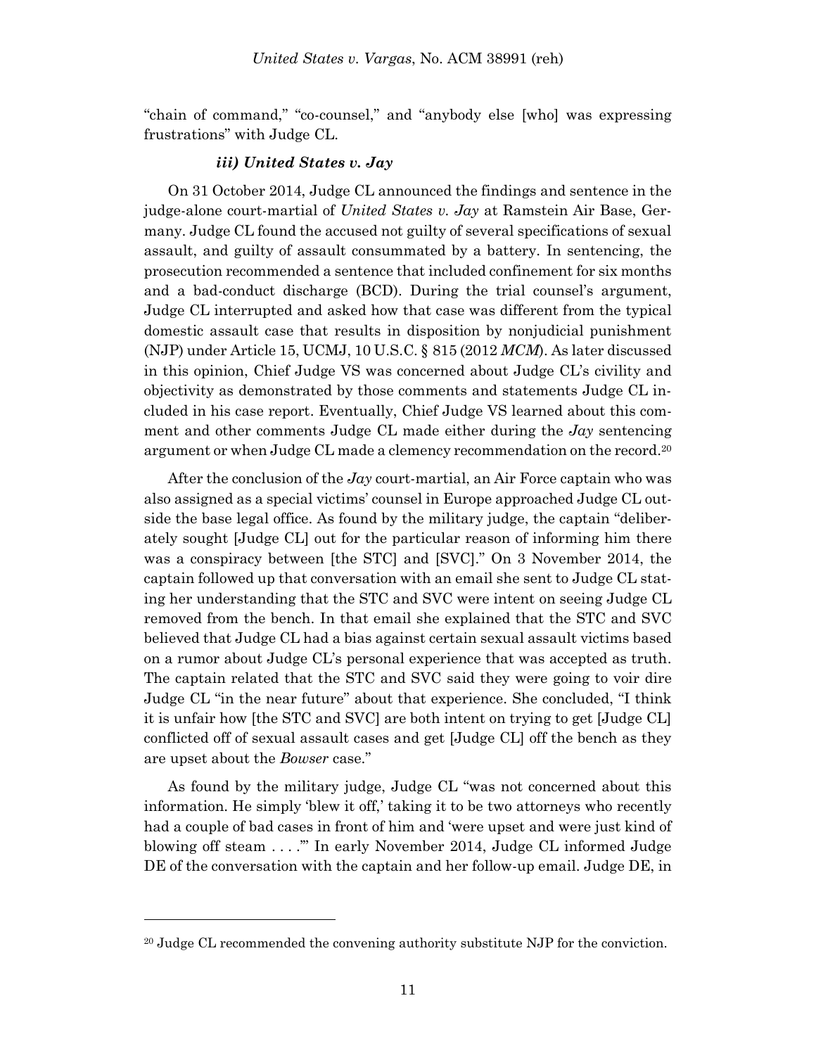"chain of command," "co-counsel," and "anybody else [who] was expressing frustrations" with Judge CL.

#### *iii) United States v. Jay*

On 31 October 2014, Judge CL announced the findings and sentence in the judge-alone court-martial of *United States v. Jay* at Ramstein Air Base, Germany. Judge CL found the accused not guilty of several specifications of sexual assault, and guilty of assault consummated by a battery. In sentencing, the prosecution recommended a sentence that included confinement for six months and a bad-conduct discharge (BCD). During the trial counsel's argument, Judge CL interrupted and asked how that case was different from the typical domestic assault case that results in disposition by nonjudicial punishment (NJP) under Article 15, UCMJ, 10 U.S.C. § 815 (2012 *MCM*). As later discussed in this opinion, Chief Judge VS was concerned about Judge CL's civility and objectivity as demonstrated by those comments and statements Judge CL included in his case report. Eventually, Chief Judge VS learned about this comment and other comments Judge CL made either during the *Jay* sentencing argument or when Judge CL made a clemency recommendation on the record.[20]

After the conclusion of the *Jay* court-martial, an Air Force captain who was also assigned as a special victims' counsel in Europe approached Judge CL outside the base legal office. As found by the military judge, the captain "deliberately sought [Judge CL] out for the particular reason of informing him there was a conspiracy between [the STC] and [SVC]." On 3 November 2014, the captain followed up that conversation with an email she sent to Judge CL stating her understanding that the STC and SVC were intent on seeing Judge CL removed from the bench. In that email she explained that the STC and SVC believed that Judge CL had a bias against certain sexual assault victims based on a rumor about Judge CL's personal experience that was accepted as truth. The captain related that the STC and SVC said they were going to voir dire Judge CL "in the near future" about that experience. She concluded, "I think it is unfair how [the STC and SVC] are both intent on trying to get [Judge CL] conflicted off of sexual assault cases and get [Judge CL] off the bench as they are upset about the *Bowser* case."

As found by the military judge, Judge CL "was not concerned about this information. He simply 'blew it off,' taking it to be two attorneys who recently had a couple of bad cases in front of him and 'were upset and were just kind of blowing off steam . . . .'" In early November 2014, Judge CL informed Judge DE of the conversation with the captain and her follow-up email. Judge DE, in

[20] Judge CL recommended the convening authority substitute NJP for the conviction.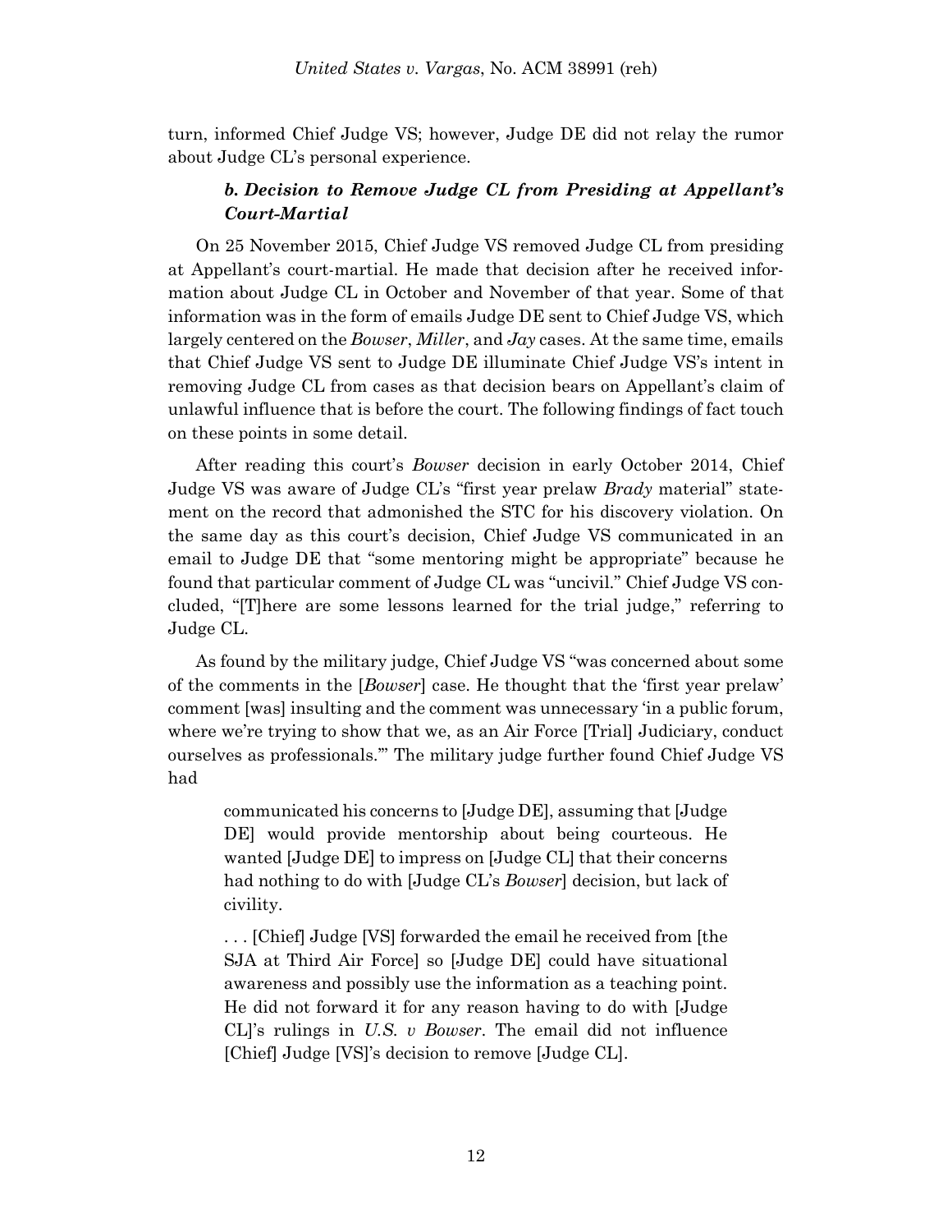turn, informed Chief Judge VS; however, Judge DE did not relay the rumor about Judge CL's personal experience.

### *b. Decision to Remove Judge CL from Presiding at Appellant's Court-Martial*

On 25 November 2015, Chief Judge VS removed Judge CL from presiding at Appellant's court-martial. He made that decision after he received information about Judge CL in October and November of that year. Some of that information was in the form of emails Judge DE sent to Chief Judge VS, which largely centered on the *Bowser*, *Miller*, and *Jay* cases. At the same time, emails that Chief Judge VS sent to Judge DE illuminate Chief Judge VS's intent in removing Judge CL from cases as that decision bears on Appellant's claim of unlawful influence that is before the court. The following findings of fact touch on these points in some detail.

After reading this court's *Bowser* decision in early October 2014, Chief Judge VS was aware of Judge CL's "first year prelaw *Brady* material" statement on the record that admonished the STC for his discovery violation. On the same day as this court's decision, Chief Judge VS communicated in an email to Judge DE that "some mentoring might be appropriate" because he found that particular comment of Judge CL was "uncivil." Chief Judge VS concluded, "[T]here are some lessons learned for the trial judge," referring to Judge CL.

As found by the military judge, Chief Judge VS "was concerned about some of the comments in the [*Bowser*] case. He thought that the 'first year prelaw' comment [was] insulting and the comment was unnecessary 'in a public forum, where we're trying to show that we, as an Air Force [Trial] Judiciary, conduct ourselves as professionals.'" The military judge further found Chief Judge VS had

> communicated his concerns to [Judge DE], assuming that [Judge DE] would provide mentorship about being courteous. He wanted [Judge DE] to impress on [Judge CL] that their concerns had nothing to do with [Judge CL's *Bowser*] decision, but lack of civility.
>
> . . . [Chief] Judge [VS] forwarded the email he received from [the SJA at Third Air Force] so [Judge DE] could have situational awareness and possibly use the information as a teaching point. He did not forward it for any reason having to do with [Judge CL]'s rulings in *U.S. v Bowser*. The email did not influence [Chief] Judge [VS]'s decision to remove [Judge CL].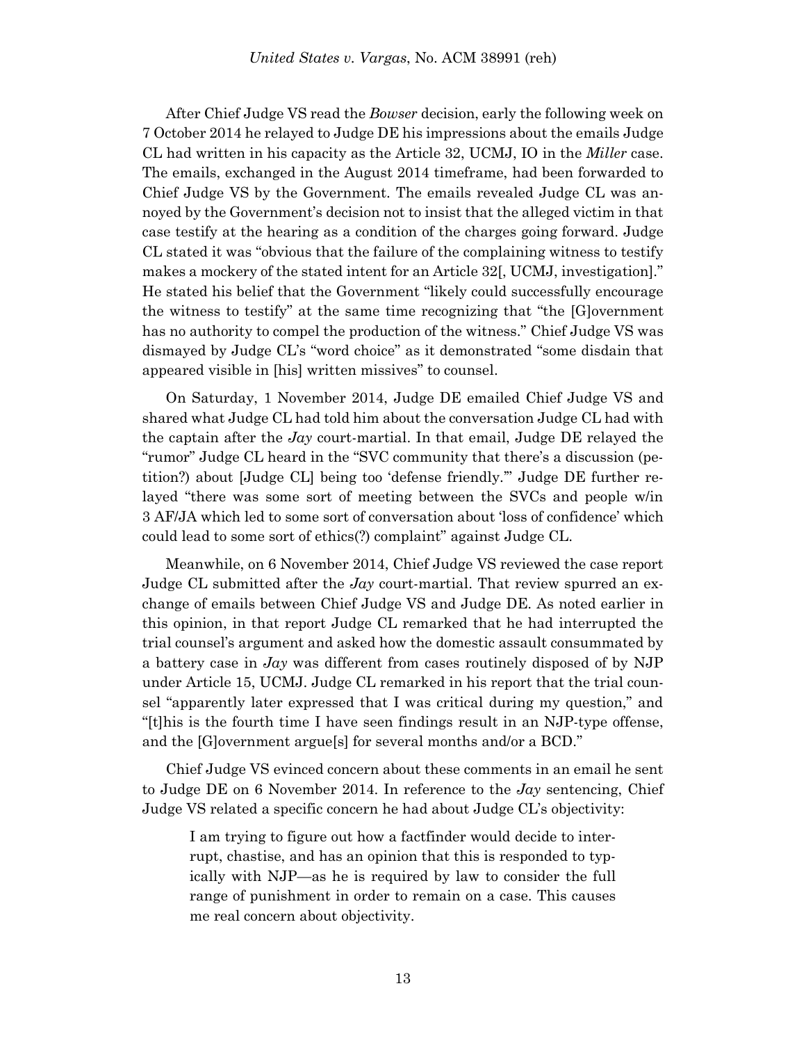After Chief Judge VS read the *Bowser* decision, early the following week on 7 October 2014 he relayed to Judge DE his impressions about the emails Judge CL had written in his capacity as the Article 32, UCMJ, IO in the *Miller* case. The emails, exchanged in the August 2014 timeframe, had been forwarded to Chief Judge VS by the Government. The emails revealed Judge CL was annoyed by the Government's decision not to insist that the alleged victim in that case testify at the hearing as a condition of the charges going forward. Judge CL stated it was "obvious that the failure of the complaining witness to testify makes a mockery of the stated intent for an Article 32[, UCMJ, investigation]." He stated his belief that the Government "likely could successfully encourage the witness to testify" at the same time recognizing that "the [G]overnment has no authority to compel the production of the witness." Chief Judge VS was dismayed by Judge CL's "word choice" as it demonstrated "some disdain that appeared visible in [his] written missives" to counsel.

On Saturday, 1 November 2014, Judge DE emailed Chief Judge VS and shared what Judge CL had told him about the conversation Judge CL had with the captain after the *Jay* court-martial. In that email, Judge DE relayed the "rumor" Judge CL heard in the "SVC community that there's a discussion (petition?) about [Judge CL] being too 'defense friendly.'" Judge DE further relayed "there was some sort of meeting between the SVCs and people w/in 3 AF/JA which led to some sort of conversation about 'loss of confidence' which could lead to some sort of ethics(?) complaint" against Judge CL.

Meanwhile, on 6 November 2014, Chief Judge VS reviewed the case report Judge CL submitted after the *Jay* court-martial. That review spurred an exchange of emails between Chief Judge VS and Judge DE. As noted earlier in this opinion, in that report Judge CL remarked that he had interrupted the trial counsel's argument and asked how the domestic assault consummated by a battery case in *Jay* was different from cases routinely disposed of by NJP under Article 15, UCMJ. Judge CL remarked in his report that the trial counsel "apparently later expressed that I was critical during my question," and "[t]his is the fourth time I have seen findings result in an NJP-type offense, and the [G]overnment argue[s] for several months and/or a BCD."

Chief Judge VS evinced concern about these comments in an email he sent to Judge DE on 6 November 2014. In reference to the *Jay* sentencing, Chief Judge VS related a specific concern he had about Judge CL's objectivity:

> I am trying to figure out how a factfinder would decide to interrupt, chastise, and has an opinion that this is responded to typically with NJP—as he is required by law to consider the full range of punishment in order to remain on a case. This causes me real concern about objectivity.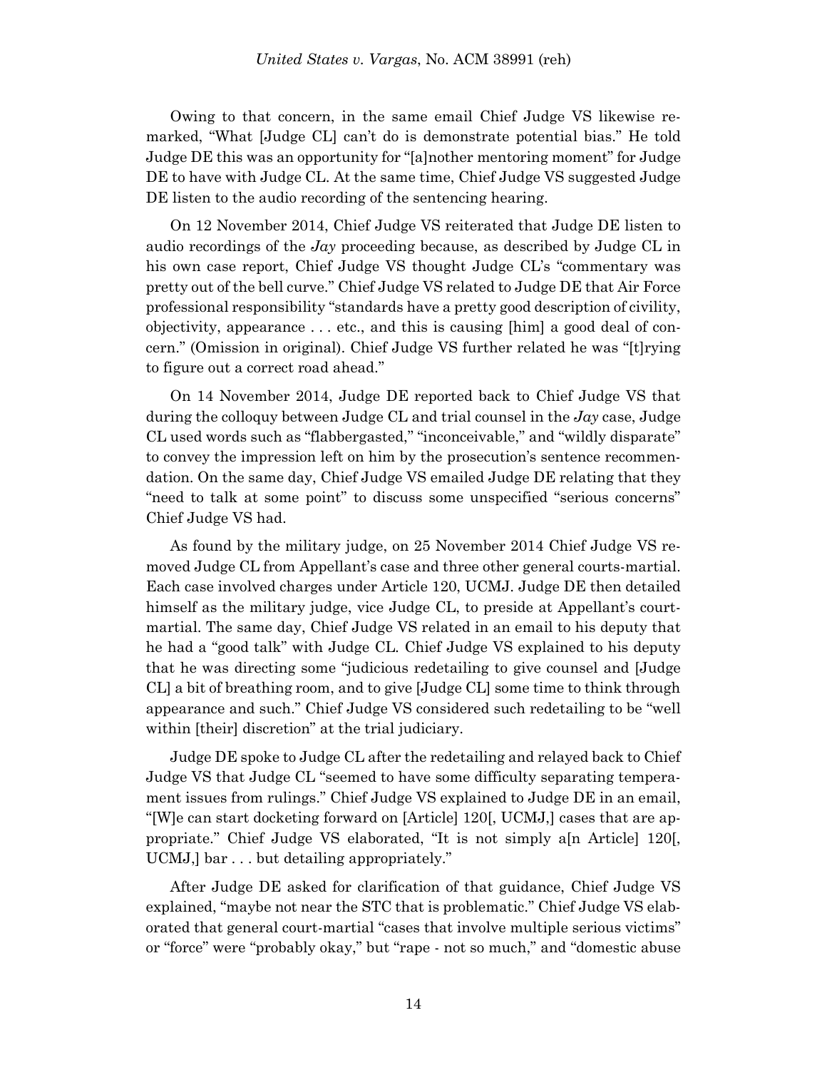Owing to that concern, in the same email Chief Judge VS likewise remarked, "What [Judge CL] can't do is demonstrate potential bias." He told Judge DE this was an opportunity for "[a]nother mentoring moment" for Judge DE to have with Judge CL. At the same time, Chief Judge VS suggested Judge DE listen to the audio recording of the sentencing hearing.

On 12 November 2014, Chief Judge VS reiterated that Judge DE listen to audio recordings of the *Jay* proceeding because, as described by Judge CL in his own case report, Chief Judge VS thought Judge CL's "commentary was pretty out of the bell curve." Chief Judge VS related to Judge DE that Air Force professional responsibility "standards have a pretty good description of civility, objectivity, appearance . . . etc., and this is causing [him] a good deal of concern." (Omission in original). Chief Judge VS further related he was "[t]rying to figure out a correct road ahead."

On 14 November 2014, Judge DE reported back to Chief Judge VS that during the colloquy between Judge CL and trial counsel in the *Jay* case, Judge CL used words such as "flabbergasted," "inconceivable," and "wildly disparate" to convey the impression left on him by the prosecution's sentence recommendation. On the same day, Chief Judge VS emailed Judge DE relating that they "need to talk at some point" to discuss some unspecified "serious concerns" Chief Judge VS had.

As found by the military judge, on 25 November 2014 Chief Judge VS removed Judge CL from Appellant's case and three other general courts-martial. Each case involved charges under Article 120, UCMJ. Judge DE then detailed himself as the military judge, vice Judge CL, to preside at Appellant's court-martial. The same day, Chief Judge VS related in an email to his deputy that he had a "good talk" with Judge CL. Chief Judge VS explained to his deputy that he was directing some "judicious redetailing to give counsel and [Judge CL] a bit of breathing room, and to give [Judge CL] some time to think through appearance and such." Chief Judge VS considered such redetailing to be "well within [their] discretion" at the trial judiciary.

Judge DE spoke to Judge CL after the redetailing and relayed back to Chief Judge VS that Judge CL "seemed to have some difficulty separating temperament issues from rulings." Chief Judge VS explained to Judge DE in an email, "[W]e can start docketing forward on [Article] 120[, UCMJ,] cases that are appropriate." Chief Judge VS elaborated, "It is not simply a[n Article] 120[, UCMJ,] bar . . . but detailing appropriately."

After Judge DE asked for clarification of that guidance, Chief Judge VS explained, "maybe not near the STC that is problematic." Chief Judge VS elaborated that general court-martial "cases that involve multiple serious victims" or "force" were "probably okay," but "rape - not so much," and "domestic abuse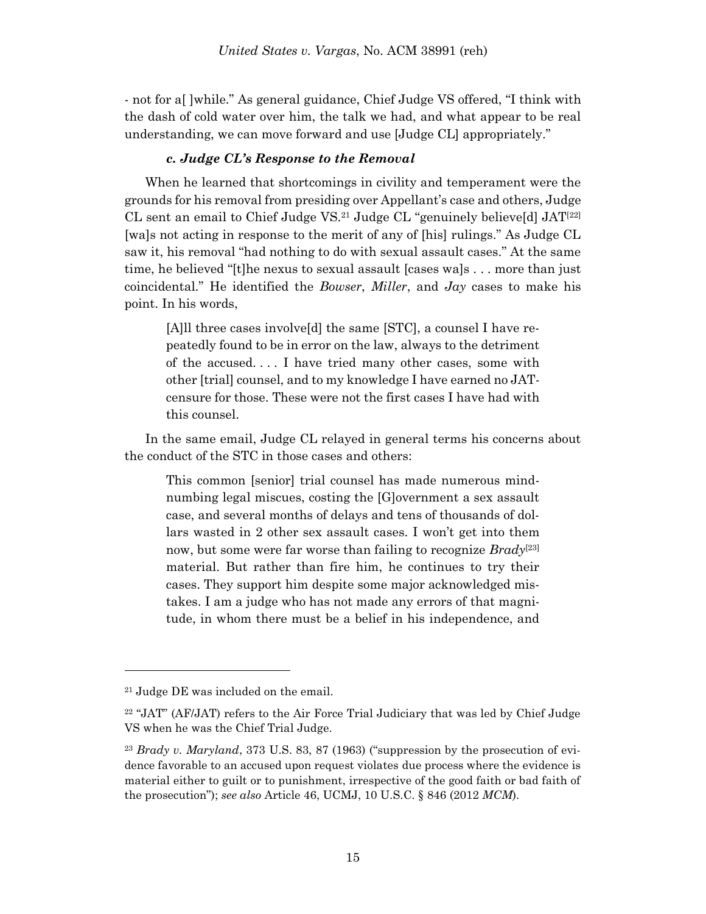- not for a[ ]while." As general guidance, Chief Judge VS offered, "I think with the dash of cold water over him, the talk we had, and what appear to be real understanding, we can move forward and use [Judge CL] appropriately."

#### *c. Judge CL's Response to the Removal*

When he learned that shortcomings in civility and temperament were the grounds for his removal from presiding over Appellant's case and others, Judge CL sent an email to Chief Judge VS.[21] Judge CL "genuinely believe[d] JAT[22] [wa]s not acting in response to the merit of any of [his] rulings." As Judge CL saw it, his removal "had nothing to do with sexual assault cases." At the same time, he believed "[t]he nexus to sexual assault [cases wa]s . . . more than just coincidental." He identified the *Bowser*, *Miller*, and *Jay* cases to make his point. In his words,

> [A]ll three cases involve[d] the same [STC], a counsel I have repeatedly found to be in error on the law, always to the detriment of the accused. . . . I have tried many other cases, some with other [trial] counsel, and to my knowledge I have earned no JAT-censure for those. These were not the first cases I have had with this counsel.

In the same email, Judge CL relayed in general terms his concerns about the conduct of the STC in those cases and others:

> This common [senior] trial counsel has made numerous mind-numbing legal miscues, costing the [G]overnment a sex assault case, and several months of delays and tens of thousands of dollars wasted in 2 other sex assault cases. I won't get into them now, but some were far worse than failing to recognize *Brady*[23] material. But rather than fire him, he continues to try their cases. They support him despite some major acknowledged mistakes. I am a judge who has not made any errors of that magnitude, in whom there must be a belief in his independence, and

---

[21] Judge DE was included on the email.

[22] "JAT" (AF/JAT) refers to the Air Force Trial Judiciary that was led by Chief Judge VS when he was the Chief Trial Judge.

[23] *Brady v. Maryland*, 373 U.S. 83, 87 (1963) ("suppression by the prosecution of evidence favorable to an accused upon request violates due process where the evidence is material either to guilt or to punishment, irrespective of the good faith or bad faith of the prosecution"); *see also* Article 46, UCMJ, 10 U.S.C. § 846 (2012 *MCM*).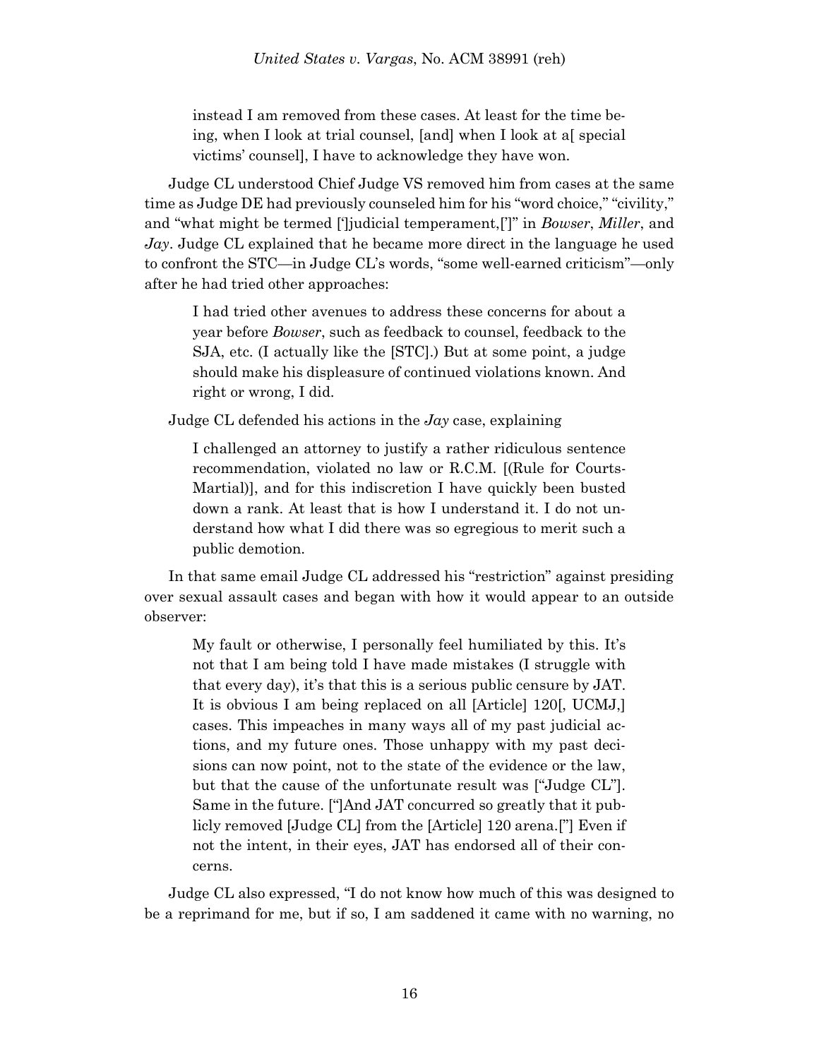> instead I am removed from these cases. At least for the time being, when I look at trial counsel, [and] when I look at a[ special victims' counsel], I have to acknowledge they have won.

Judge CL understood Chief Judge VS removed him from cases at the same time as Judge DE had previously counseled him for his "word choice," "civility," and "what might be termed [']judicial temperament,[']" in *Bowser*, *Miller*, and *Jay*. Judge CL explained that he became more direct in the language he used to confront the STC—in Judge CL's words, "some well-earned criticism"—only after he had tried other approaches:

> I had tried other avenues to address these concerns for about a year before *Bowser*, such as feedback to counsel, feedback to the SJA, etc. (I actually like the [STC].) But at some point, a judge should make his displeasure of continued violations known. And right or wrong, I did.

Judge CL defended his actions in the *Jay* case, explaining

> I challenged an attorney to justify a rather ridiculous sentence recommendation, violated no law or R.C.M. [(Rule for Courts-Martial)], and for this indiscretion I have quickly been busted down a rank. At least that is how I understand it. I do not understand how what I did there was so egregious to merit such a public demotion.

In that same email Judge CL addressed his "restriction" against presiding over sexual assault cases and began with how it would appear to an outside observer:

> My fault or otherwise, I personally feel humiliated by this. It's not that I am being told I have made mistakes (I struggle with that every day), it's that this is a serious public censure by JAT. It is obvious I am being replaced on all [Article] 120[, UCMJ,] cases. This impeaches in many ways all of my past judicial actions, and my future ones. Those unhappy with my past decisions can now point, not to the state of the evidence or the law, but that the cause of the unfortunate result was ["Judge CL"]. Same in the future. ["]And JAT concurred so greatly that it publicly removed [Judge CL] from the [Article] 120 arena.["] Even if not the intent, in their eyes, JAT has endorsed all of their concerns.

Judge CL also expressed, "I do not know how much of this was designed to be a reprimand for me, but if so, I am saddened it came with no warning, no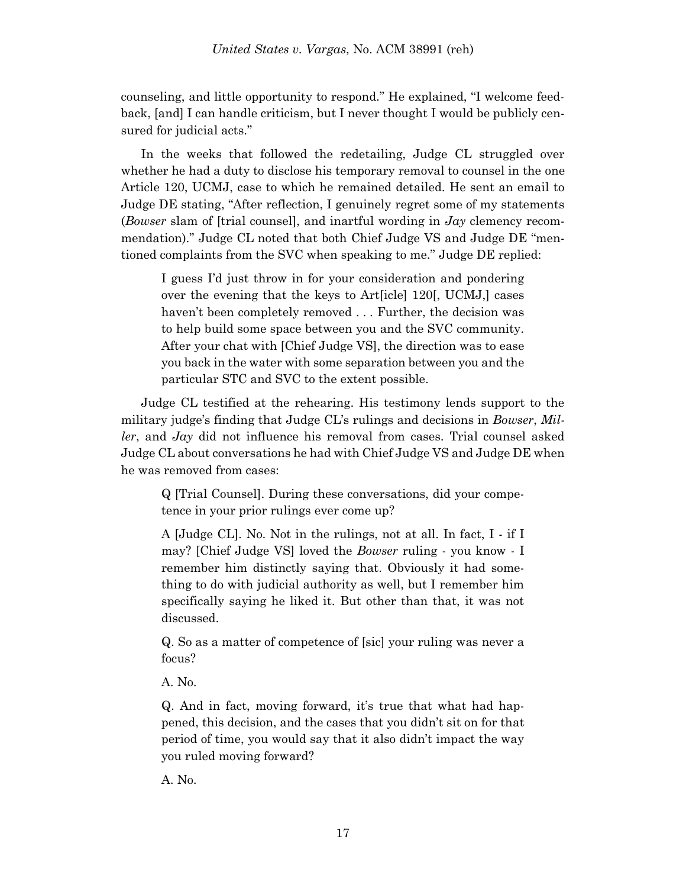counseling, and little opportunity to respond." He explained, "I welcome feedback, [and] I can handle criticism, but I never thought I would be publicly censured for judicial acts."

In the weeks that followed the redetailing, Judge CL struggled over whether he had a duty to disclose his temporary removal to counsel in the one Article 120, UCMJ, case to which he remained detailed. He sent an email to Judge DE stating, "After reflection, I genuinely regret some of my statements (*Bowser* slam of [trial counsel], and inartful wording in *Jay* clemency recommendation)." Judge CL noted that both Chief Judge VS and Judge DE "mentioned complaints from the SVC when speaking to me." Judge DE replied:

> I guess I'd just throw in for your consideration and pondering over the evening that the keys to Art[icle] 120[, UCMJ,] cases haven't been completely removed . . . Further, the decision was to help build some space between you and the SVC community. After your chat with [Chief Judge VS], the direction was to ease you back in the water with some separation between you and the particular STC and SVC to the extent possible.

Judge CL testified at the rehearing. His testimony lends support to the military judge's finding that Judge CL's rulings and decisions in *Bowser*, *Miller*, and *Jay* did not influence his removal from cases. Trial counsel asked Judge CL about conversations he had with Chief Judge VS and Judge DE when he was removed from cases:

> Q [Trial Counsel]. During these conversations, did your competence in your prior rulings ever come up?
>
> A [Judge CL]. No. Not in the rulings, not at all. In fact, I - if I may? [Chief Judge VS] loved the *Bowser* ruling - you know - I remember him distinctly saying that. Obviously it had something to do with judicial authority as well, but I remember him specifically saying he liked it. But other than that, it was not discussed.
>
> Q. So as a matter of competence of [sic] your ruling was never a focus?
>
> A. No.
>
> Q. And in fact, moving forward, it's true that what had happened, this decision, and the cases that you didn't sit on for that period of time, you would say that it also didn't impact the way you ruled moving forward?
>
> A. No.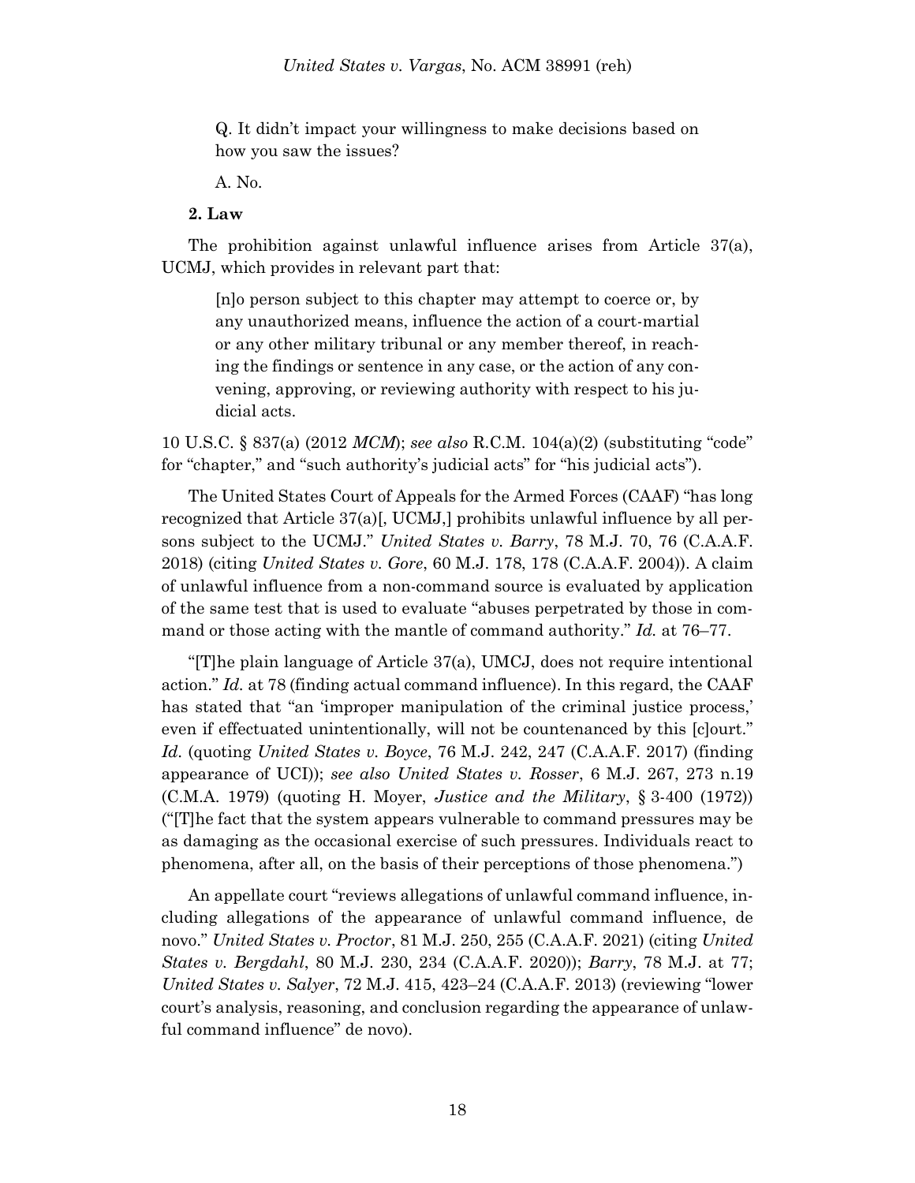Q. It didn't impact your willingness to make decisions based on how you saw the issues?

A. No.

**2. Law**

The prohibition against unlawful influence arises from Article 37(a), UCMJ, which provides in relevant part that:

> [n]o person subject to this chapter may attempt to coerce or, by any unauthorized means, influence the action of a court-martial or any other military tribunal or any member thereof, in reaching the findings or sentence in any case, or the action of any convening, approving, or reviewing authority with respect to his judicial acts.

10 U.S.C. § 837(a) (2012 *MCM*); *see also* R.C.M. 104(a)(2) (substituting "code" for "chapter," and "such authority's judicial acts" for "his judicial acts").

The United States Court of Appeals for the Armed Forces (CAAF) "has long recognized that Article 37(a)[, UCMJ,] prohibits unlawful influence by all persons subject to the UCMJ." *United States v. Barry*, 78 M.J. 70, 76 (C.A.A.F. 2018) (citing *United States v. Gore*, 60 M.J. 178, 178 (C.A.A.F. 2004)). A claim of unlawful influence from a non-command source is evaluated by application of the same test that is used to evaluate "abuses perpetrated by those in command or those acting with the mantle of command authority." *Id.* at 76–77.

"[T]he plain language of Article 37(a), UMCJ, does not require intentional action." *Id.* at 78 (finding actual command influence). In this regard, the CAAF has stated that "an 'improper manipulation of the criminal justice process,' even if effectuated unintentionally, will not be countenanced by this [c]ourt." *Id.* (quoting *United States v. Boyce*, 76 M.J. 242, 247 (C.A.A.F. 2017) (finding appearance of UCI)); *see also United States v. Rosser*, 6 M.J. 267, 273 n.19 (C.M.A. 1979) (quoting H. Moyer, *Justice and the Military*, § 3-400 (1972)) ("[T]he fact that the system appears vulnerable to command pressures may be as damaging as the occasional exercise of such pressures. Individuals react to phenomena, after all, on the basis of their perceptions of those phenomena.")

An appellate court "reviews allegations of unlawful command influence, including allegations of the appearance of unlawful command influence, de novo." *United States v. Proctor*, 81 M.J. 250, 255 (C.A.A.F. 2021) (citing *United States v. Bergdahl*, 80 M.J. 230, 234 (C.A.A.F. 2020)); *Barry*, 78 M.J. at 77; *United States v. Salyer*, 72 M.J. 415, 423–24 (C.A.A.F. 2013) (reviewing "lower court's analysis, reasoning, and conclusion regarding the appearance of unlawful command influence" de novo).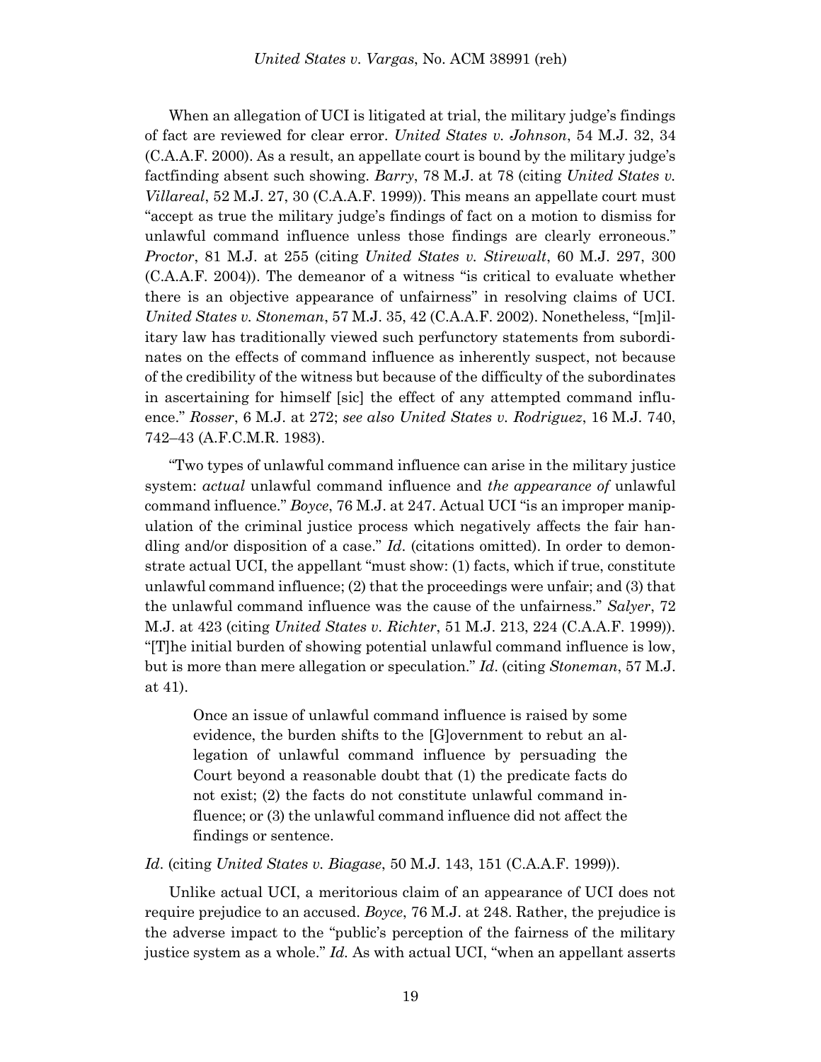When an allegation of UCI is litigated at trial, the military judge's findings of fact are reviewed for clear error. *United States v. Johnson*, 54 M.J. 32, 34 (C.A.A.F. 2000). As a result, an appellate court is bound by the military judge's factfinding absent such showing. *Barry*, 78 M.J. at 78 (citing *United States v. Villareal*, 52 M.J. 27, 30 (C.A.A.F. 1999)). This means an appellate court must "accept as true the military judge's findings of fact on a motion to dismiss for unlawful command influence unless those findings are clearly erroneous." *Proctor*, 81 M.J. at 255 (citing *United States v. Stirewalt*, 60 M.J. 297, 300 (C.A.A.F. 2004)). The demeanor of a witness "is critical to evaluate whether there is an objective appearance of unfairness" in resolving claims of UCI. *United States v. Stoneman*, 57 M.J. 35, 42 (C.A.A.F. 2002). Nonetheless, "[m]ilitary law has traditionally viewed such perfunctory statements from subordinates on the effects of command influence as inherently suspect, not because of the credibility of the witness but because of the difficulty of the subordinates in ascertaining for himself [sic] the effect of any attempted command influence." *Rosser*, 6 M.J. at 272; *see also United States v. Rodriguez*, 16 M.J. 740, 742–43 (A.F.C.M.R. 1983).

"Two types of unlawful command influence can arise in the military justice system: *actual* unlawful command influence and *the appearance of* unlawful command influence." *Boyce*, 76 M.J. at 247. Actual UCI "is an improper manipulation of the criminal justice process which negatively affects the fair handling and/or disposition of a case." *Id*. (citations omitted). In order to demonstrate actual UCI, the appellant "must show: (1) facts, which if true, constitute unlawful command influence; (2) that the proceedings were unfair; and (3) that the unlawful command influence was the cause of the unfairness." *Salyer*, 72 M.J. at 423 (citing *United States v. Richter*, 51 M.J. 213, 224 (C.A.A.F. 1999)). "[T]he initial burden of showing potential unlawful command influence is low, but is more than mere allegation or speculation." *Id*. (citing *Stoneman*, 57 M.J. at 41).

> Once an issue of unlawful command influence is raised by some evidence, the burden shifts to the [G]overnment to rebut an allegation of unlawful command influence by persuading the Court beyond a reasonable doubt that (1) the predicate facts do not exist; (2) the facts do not constitute unlawful command influence; or (3) the unlawful command influence did not affect the findings or sentence.

*Id*. (citing *United States v. Biagase*, 50 M.J. 143, 151 (C.A.A.F. 1999)).

Unlike actual UCI, a meritorious claim of an appearance of UCI does not require prejudice to an accused. *Boyce*, 76 M.J. at 248. Rather, the prejudice is the adverse impact to the "public's perception of the fairness of the military justice system as a whole." *Id.* As with actual UCI, "when an appellant asserts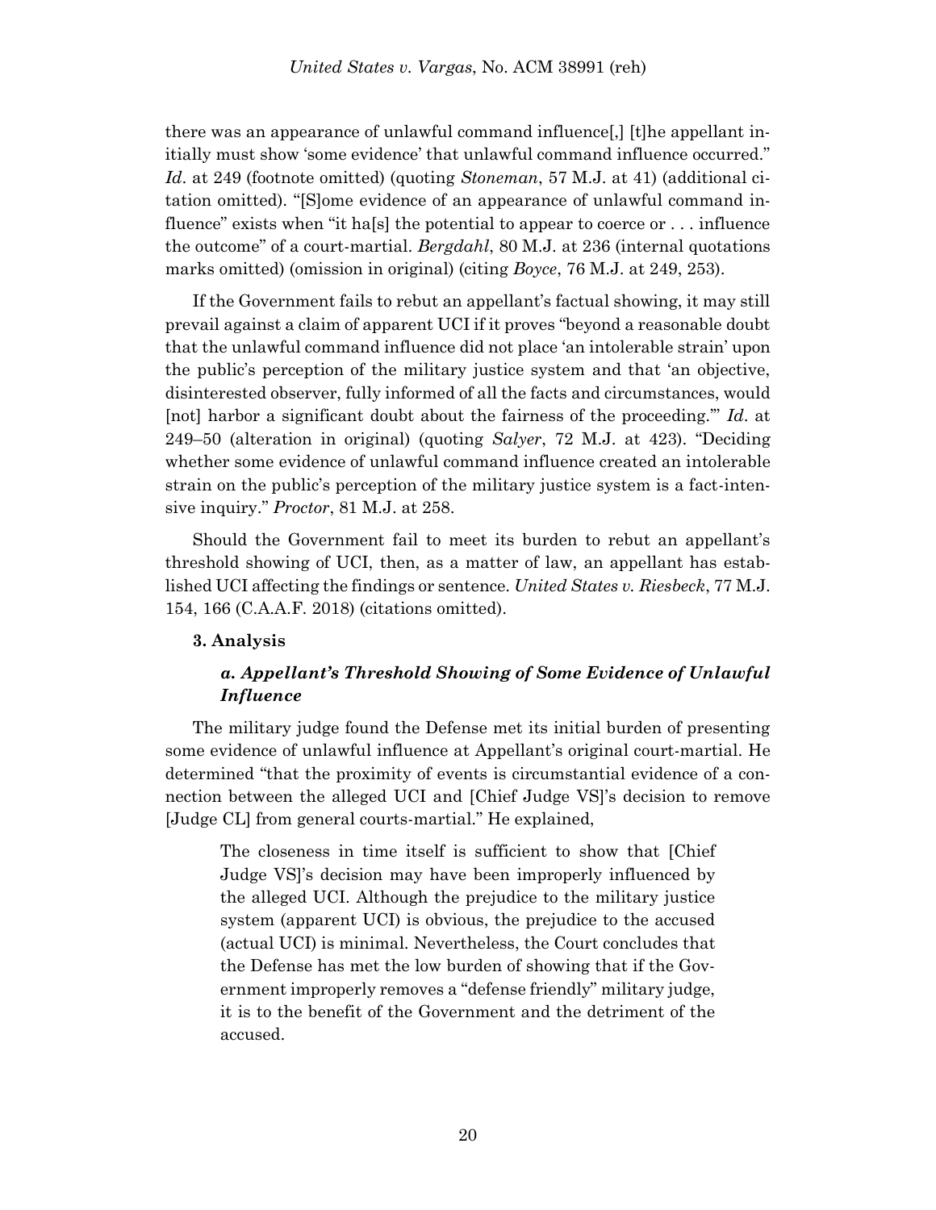there was an appearance of unlawful command influence[,] [t]he appellant initially must show 'some evidence' that unlawful command influence occurred." *Id*. at 249 (footnote omitted) (quoting *Stoneman*, 57 M.J. at 41) (additional citation omitted). "[S]ome evidence of an appearance of unlawful command influence" exists when "it ha[s] the potential to appear to coerce or . . . influence the outcome" of a court-martial. *Bergdahl*, 80 M.J. at 236 (internal quotations marks omitted) (omission in original) (citing *Boyce*, 76 M.J. at 249, 253).

If the Government fails to rebut an appellant's factual showing, it may still prevail against a claim of apparent UCI if it proves "beyond a reasonable doubt that the unlawful command influence did not place 'an intolerable strain' upon the public's perception of the military justice system and that 'an objective, disinterested observer, fully informed of all the facts and circumstances, would [not] harbor a significant doubt about the fairness of the proceeding.'" *Id*. at 249–50 (alteration in original) (quoting *Salyer*, 72 M.J. at 423). "Deciding whether some evidence of unlawful command influence created an intolerable strain on the public's perception of the military justice system is a fact-intensive inquiry." *Proctor*, 81 M.J. at 258.

Should the Government fail to meet its burden to rebut an appellant's threshold showing of UCI, then, as a matter of law, an appellant has established UCI affecting the findings or sentence. *United States v. Riesbeck*, 77 M.J. 154, 166 (C.A.A.F. 2018) (citations omitted).

### 3. Analysis

#### *a. Appellant's Threshold Showing of Some Evidence of Unlawful Influence*

The military judge found the Defense met its initial burden of presenting some evidence of unlawful influence at Appellant's original court-martial. He determined "that the proximity of events is circumstantial evidence of a connection between the alleged UCI and [Chief Judge VS]'s decision to remove [Judge CL] from general courts-martial." He explained,

> The closeness in time itself is sufficient to show that [Chief Judge VS]'s decision may have been improperly influenced by the alleged UCI. Although the prejudice to the military justice system (apparent UCI) is obvious, the prejudice to the accused (actual UCI) is minimal. Nevertheless, the Court concludes that the Defense has met the low burden of showing that if the Government improperly removes a "defense friendly" military judge, it is to the benefit of the Government and the detriment of the accused.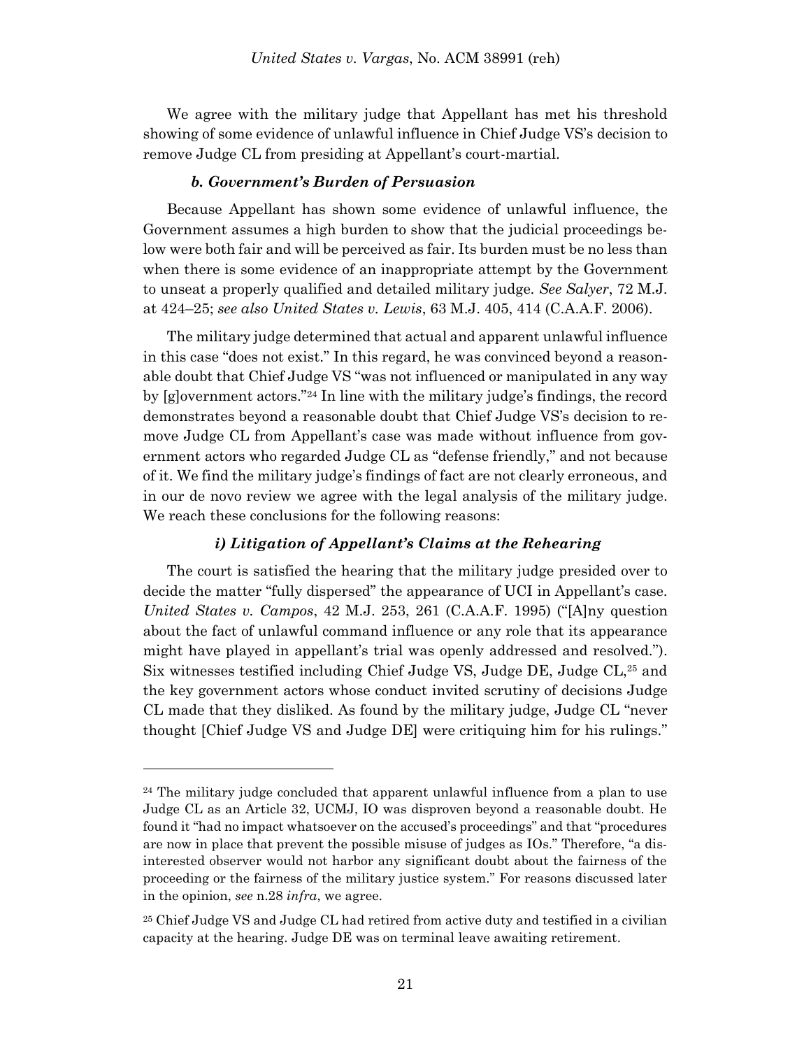We agree with the military judge that Appellant has met his threshold showing of some evidence of unlawful influence in Chief Judge VS's decision to remove Judge CL from presiding at Appellant's court-martial.

#### *b. Government's Burden of Persuasion*

Because Appellant has shown some evidence of unlawful influence, the Government assumes a high burden to show that the judicial proceedings below were both fair and will be perceived as fair. Its burden must be no less than when there is some evidence of an inappropriate attempt by the Government to unseat a properly qualified and detailed military judge. *See Salyer*, 72 M.J. at 424–25; *see also United States v. Lewis*, 63 M.J. 405, 414 (C.A.A.F. 2006).

The military judge determined that actual and apparent unlawful influence in this case "does not exist." In this regard, he was convinced beyond a reasonable doubt that Chief Judge VS "was not influenced or manipulated in any way by [g]overnment actors."[24] In line with the military judge's findings, the record demonstrates beyond a reasonable doubt that Chief Judge VS's decision to remove Judge CL from Appellant's case was made without influence from government actors who regarded Judge CL as "defense friendly," and not because of it. We find the military judge's findings of fact are not clearly erroneous, and in our de novo review we agree with the legal analysis of the military judge. We reach these conclusions for the following reasons:

##### *i) Litigation of Appellant's Claims at the Rehearing*

The court is satisfied the hearing that the military judge presided over to decide the matter "fully dispersed" the appearance of UCI in Appellant's case. *United States v. Campos*, 42 M.J. 253, 261 (C.A.A.F. 1995) ("[A]ny question about the fact of unlawful command influence or any role that its appearance might have played in appellant's trial was openly addressed and resolved."). Six witnesses testified including Chief Judge VS, Judge DE, Judge CL,[25] and the key government actors whose conduct invited scrutiny of decisions Judge CL made that they disliked. As found by the military judge, Judge CL "never thought [Chief Judge VS and Judge DE] were critiquing him for his rulings."

---

[24] The military judge concluded that apparent unlawful influence from a plan to use Judge CL as an Article 32, UCMJ, IO was disproven beyond a reasonable doubt. He found it "had no impact whatsoever on the accused's proceedings" and that "procedures are now in place that prevent the possible misuse of judges as IOs." Therefore, "a disinterested observer would not harbor any significant doubt about the fairness of the proceeding or the fairness of the military justice system." For reasons discussed later in the opinion, *see* n.28 *infra*, we agree.

[25] Chief Judge VS and Judge CL had retired from active duty and testified in a civilian capacity at the hearing. Judge DE was on terminal leave awaiting retirement.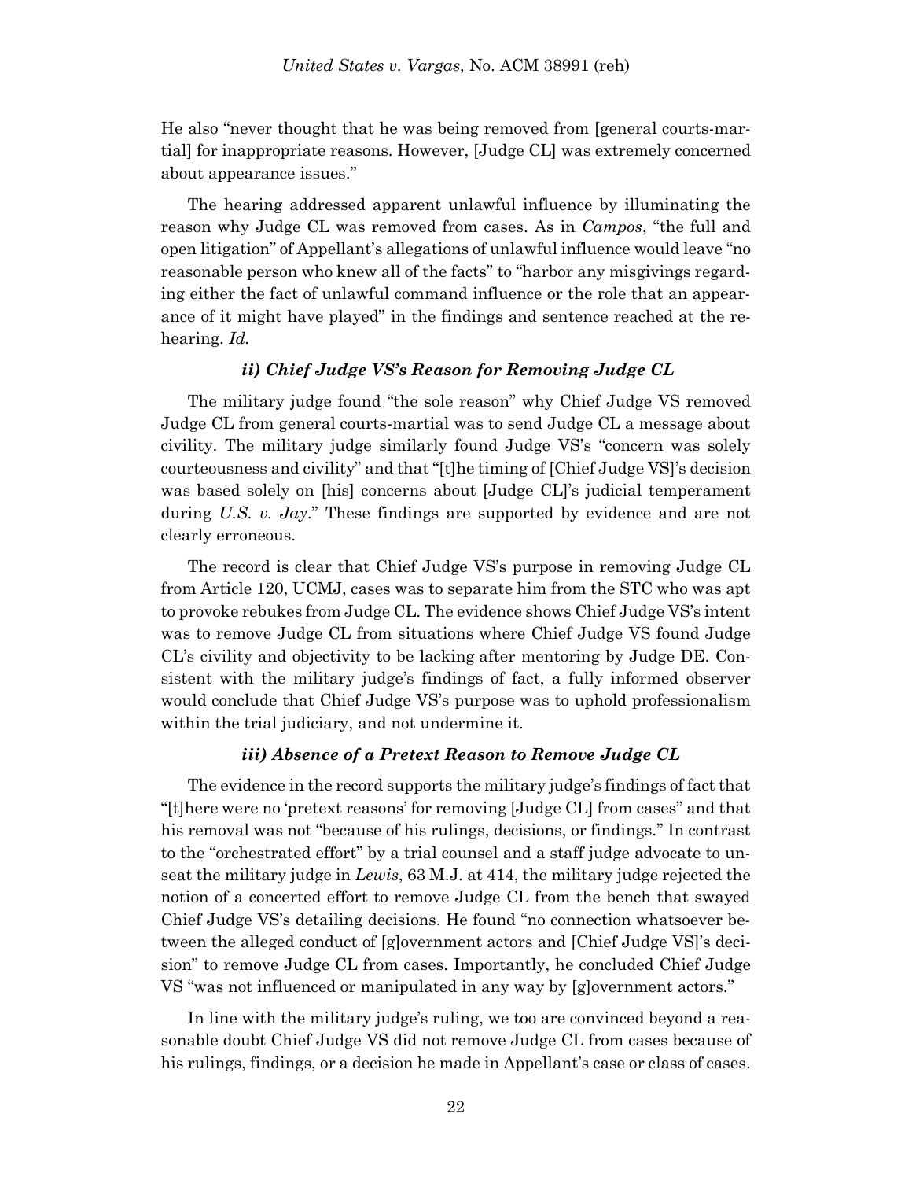He also "never thought that he was being removed from [general courts-martial] for inappropriate reasons. However, [Judge CL] was extremely concerned about appearance issues."

The hearing addressed apparent unlawful influence by illuminating the reason why Judge CL was removed from cases. As in *Campos*, "the full and open litigation" of Appellant's allegations of unlawful influence would leave "no reasonable person who knew all of the facts" to "harbor any misgivings regarding either the fact of unlawful command influence or the role that an appearance of it might have played" in the findings and sentence reached at the rehearing. *Id.*

#### *ii) Chief Judge VS's Reason for Removing Judge CL*

The military judge found "the sole reason" why Chief Judge VS removed Judge CL from general courts-martial was to send Judge CL a message about civility. The military judge similarly found Judge VS's "concern was solely courteousness and civility" and that "[t]he timing of [Chief Judge VS]'s decision was based solely on [his] concerns about [Judge CL]'s judicial temperament during *U.S. v. Jay*." These findings are supported by evidence and are not clearly erroneous.

The record is clear that Chief Judge VS's purpose in removing Judge CL from Article 120, UCMJ, cases was to separate him from the STC who was apt to provoke rebukes from Judge CL. The evidence shows Chief Judge VS's intent was to remove Judge CL from situations where Chief Judge VS found Judge CL's civility and objectivity to be lacking after mentoring by Judge DE. Consistent with the military judge's findings of fact, a fully informed observer would conclude that Chief Judge VS's purpose was to uphold professionalism within the trial judiciary, and not undermine it.

#### *iii) Absence of a Pretext Reason to Remove Judge CL*

The evidence in the record supports the military judge's findings of fact that "[t]here were no 'pretext reasons' for removing [Judge CL] from cases" and that his removal was not "because of his rulings, decisions, or findings." In contrast to the "orchestrated effort" by a trial counsel and a staff judge advocate to unseat the military judge in *Lewis*, 63 M.J. at 414, the military judge rejected the notion of a concerted effort to remove Judge CL from the bench that swayed Chief Judge VS's detailing decisions. He found "no connection whatsoever between the alleged conduct of [g]overnment actors and [Chief Judge VS]'s decision" to remove Judge CL from cases. Importantly, he concluded Chief Judge VS "was not influenced or manipulated in any way by [g]overnment actors."

In line with the military judge's ruling, we too are convinced beyond a reasonable doubt Chief Judge VS did not remove Judge CL from cases because of his rulings, findings, or a decision he made in Appellant's case or class of cases.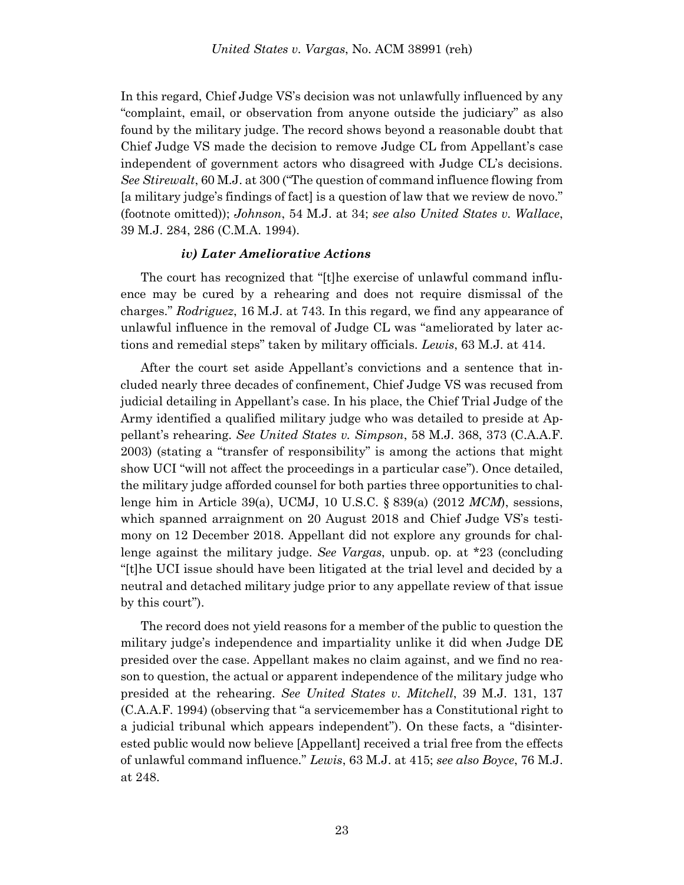In this regard, Chief Judge VS's decision was not unlawfully influenced by any "complaint, email, or observation from anyone outside the judiciary" as also found by the military judge. The record shows beyond a reasonable doubt that Chief Judge VS made the decision to remove Judge CL from Appellant's case independent of government actors who disagreed with Judge CL's decisions. *See Stirewalt*, 60 M.J. at 300 ("The question of command influence flowing from [a military judge's findings of fact] is a question of law that we review de novo." (footnote omitted)); *Johnson*, 54 M.J. at 34; *see also United States v. Wallace*, 39 M.J. 284, 286 (C.M.A. 1994).

#### *iv) Later Ameliorative Actions*

The court has recognized that "[t]he exercise of unlawful command influence may be cured by a rehearing and does not require dismissal of the charges." *Rodriguez*, 16 M.J. at 743. In this regard, we find any appearance of unlawful influence in the removal of Judge CL was "ameliorated by later actions and remedial steps" taken by military officials. *Lewis*, 63 M.J. at 414.

After the court set aside Appellant's convictions and a sentence that included nearly three decades of confinement, Chief Judge VS was recused from judicial detailing in Appellant's case. In his place, the Chief Trial Judge of the Army identified a qualified military judge who was detailed to preside at Appellant's rehearing. *See United States v. Simpson*, 58 M.J. 368, 373 (C.A.A.F. 2003) (stating a "transfer of responsibility" is among the actions that might show UCI "will not affect the proceedings in a particular case"). Once detailed, the military judge afforded counsel for both parties three opportunities to challenge him in Article 39(a), UCMJ, 10 U.S.C. § 839(a) (2012 *MCM*), sessions, which spanned arraignment on 20 August 2018 and Chief Judge VS's testimony on 12 December 2018. Appellant did not explore any grounds for challenge against the military judge. *See Vargas*, unpub. op. at *23 (concluding "[t]he UCI issue should have been litigated at the trial level and decided by a neutral and detached military judge prior to any appellate review of that issue by this court").

The record does not yield reasons for a member of the public to question the military judge's independence and impartiality unlike it did when Judge DE presided over the case. Appellant makes no claim against, and we find no reason to question, the actual or apparent independence of the military judge who presided at the rehearing. *See United States v. Mitchell*, 39 M.J. 131, 137 (C.A.A.F. 1994) (observing that "a servicemember has a Constitutional right to a judicial tribunal which appears independent"). On these facts, a "disinterested public would now believe [Appellant] received a trial free from the effects of unlawful command influence." *Lewis*, 63 M.J. at 415; *see also Boyce*, 76 M.J. at 248.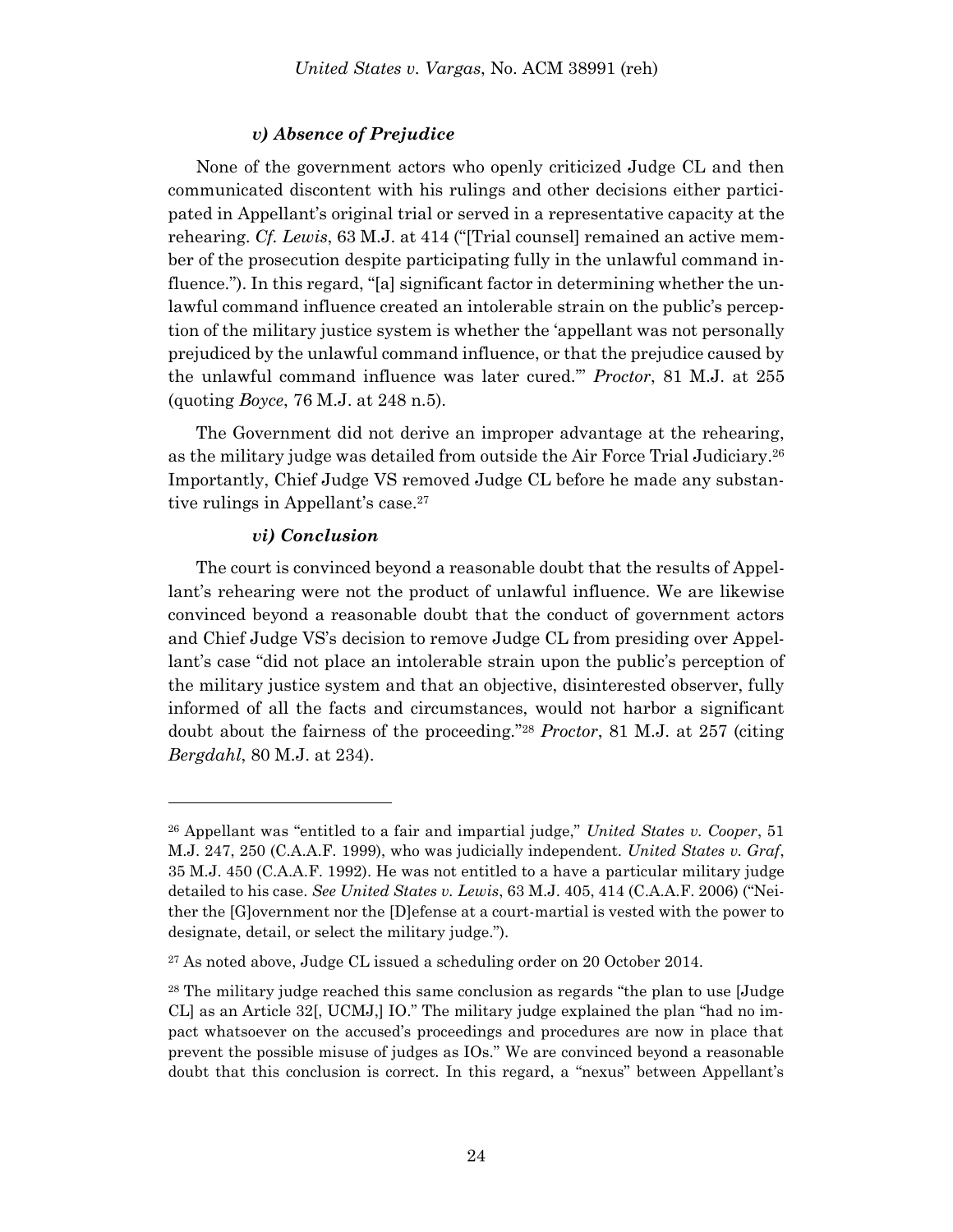#### *v) Absence of Prejudice*

None of the government actors who openly criticized Judge CL and then communicated discontent with his rulings and other decisions either participated in Appellant's original trial or served in a representative capacity at the rehearing. *Cf. Lewis*, 63 M.J. at 414 ("[Trial counsel] remained an active member of the prosecution despite participating fully in the unlawful command influence."). In this regard, "[a] significant factor in determining whether the unlawful command influence created an intolerable strain on the public's perception of the military justice system is whether the 'appellant was not personally prejudiced by the unlawful command influence, or that the prejudice caused by the unlawful command influence was later cured.'" *Proctor*, 81 M.J. at 255 (quoting *Boyce*, 76 M.J. at 248 n.5).

The Government did not derive an improper advantage at the rehearing, as the military judge was detailed from outside the Air Force Trial Judiciary.[26] Importantly, Chief Judge VS removed Judge CL before he made any substantive rulings in Appellant's case.[27]

#### *vi) Conclusion*

The court is convinced beyond a reasonable doubt that the results of Appellant's rehearing were not the product of unlawful influence. We are likewise convinced beyond a reasonable doubt that the conduct of government actors and Chief Judge VS's decision to remove Judge CL from presiding over Appellant's case "did not place an intolerable strain upon the public's perception of the military justice system and that an objective, disinterested observer, fully informed of all the facts and circumstances, would not harbor a significant doubt about the fairness of the proceeding."[28] *Proctor*, 81 M.J. at 257 (citing *Bergdahl*, 80 M.J. at 234).

---

[26] Appellant was "entitled to a fair and impartial judge," *United States v. Cooper*, 51 M.J. 247, 250 (C.A.A.F. 1999), who was judicially independent. *United States v. Graf*, 35 M.J. 450 (C.A.A.F. 1992). He was not entitled to a have a particular military judge detailed to his case. *See United States v. Lewis*, 63 M.J. 405, 414 (C.A.A.F. 2006) ("Neither the [G]overnment nor the [D]efense at a court-martial is vested with the power to designate, detail, or select the military judge.").

[27] As noted above, Judge CL issued a scheduling order on 20 October 2014.

[28] The military judge reached this same conclusion as regards "the plan to use [Judge CL] as an Article 32[, UCMJ,] IO." The military judge explained the plan "had no impact whatsoever on the accused's proceedings and procedures are now in place that prevent the possible misuse of judges as IOs." We are convinced beyond a reasonable doubt that this conclusion is correct. In this regard, a "nexus" between Appellant's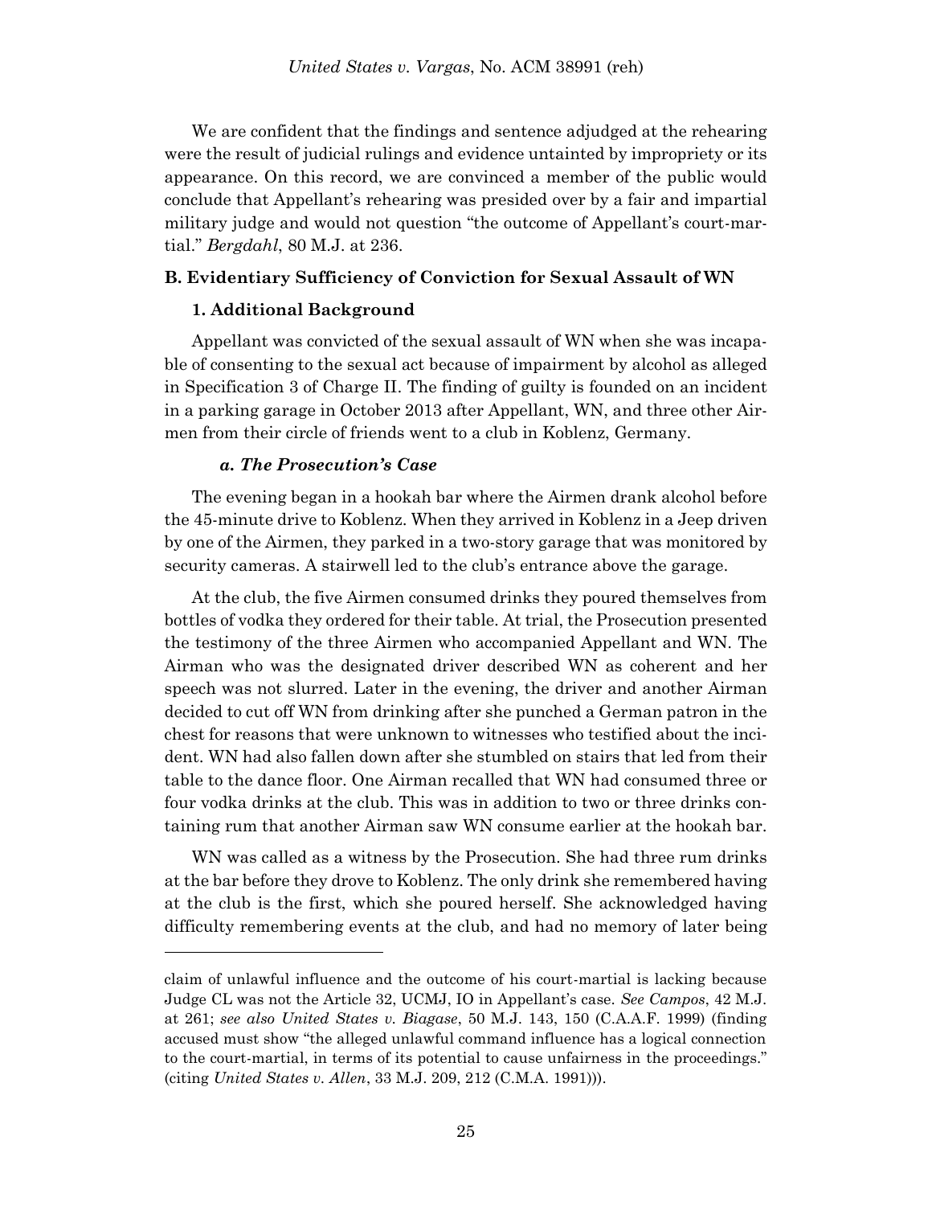We are confident that the findings and sentence adjudged at the rehearing were the result of judicial rulings and evidence untainted by impropriety or its appearance. On this record, we are convinced a member of the public would conclude that Appellant's rehearing was presided over by a fair and impartial military judge and would not question "the outcome of Appellant's court-martial." *Bergdahl*, 80 M.J. at 236.

### B. Evidentiary Sufficiency of Conviction for Sexual Assault of WN

#### 1. Additional Background

Appellant was convicted of the sexual assault of WN when she was incapable of consenting to the sexual act because of impairment by alcohol as alleged in Specification 3 of Charge II. The finding of guilty is founded on an incident in a parking garage in October 2013 after Appellant, WN, and three other Airmen from their circle of friends went to a club in Koblenz, Germany.

##### *a. The Prosecution's Case*

The evening began in a hookah bar where the Airmen drank alcohol before the 45-minute drive to Koblenz. When they arrived in Koblenz in a Jeep driven by one of the Airmen, they parked in a two-story garage that was monitored by security cameras. A stairwell led to the club's entrance above the garage.

At the club, the five Airmen consumed drinks they poured themselves from bottles of vodka they ordered for their table. At trial, the Prosecution presented the testimony of the three Airmen who accompanied Appellant and WN. The Airman who was the designated driver described WN as coherent and her speech was not slurred. Later in the evening, the driver and another Airman decided to cut off WN from drinking after she punched a German patron in the chest for reasons that were unknown to witnesses who testified about the incident. WN had also fallen down after she stumbled on stairs that led from their table to the dance floor. One Airman recalled that WN had consumed three or four vodka drinks at the club. This was in addition to two or three drinks containing rum that another Airman saw WN consume earlier at the hookah bar.

WN was called as a witness by the Prosecution. She had three rum drinks at the bar before they drove to Koblenz. The only drink she remembered having at the club is the first, which she poured herself. She acknowledged having difficulty remembering events at the club, and had no memory of later being

---

claim of unlawful influence and the outcome of his court-martial is lacking because Judge CL was not the Article 32, UCMJ, IO in Appellant's case. *See Campos*, 42 M.J. at 261; *see also United States v. Biagase*, 50 M.J. 143, 150 (C.A.A.F. 1999) (finding accused must show "the alleged unlawful command influence has a logical connection to the court-martial, in terms of its potential to cause unfairness in the proceedings." (citing *United States v. Allen*, 33 M.J. 209, 212 (C.M.A. 1991))).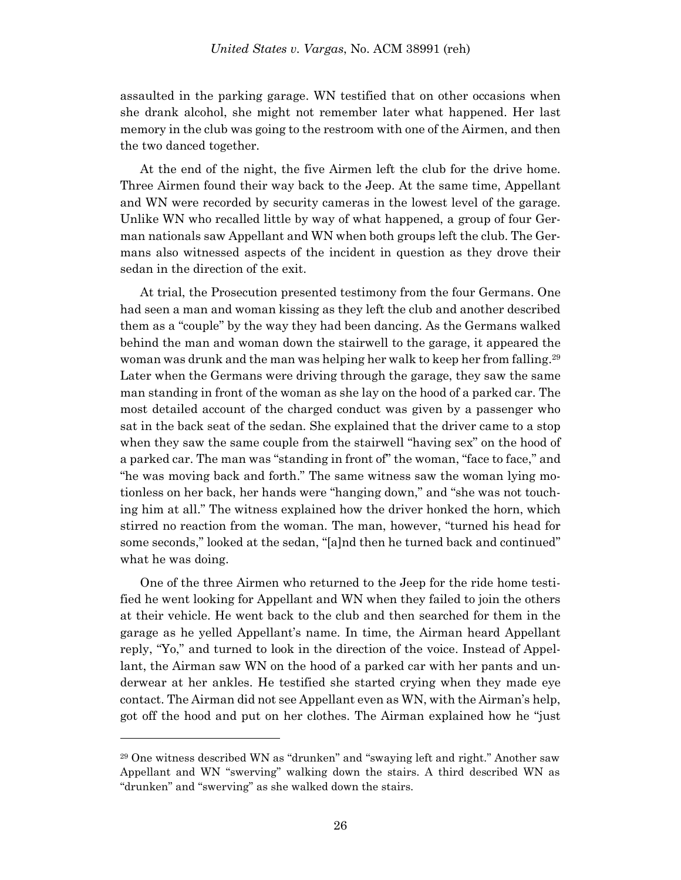assaulted in the parking garage. WN testified that on other occasions when she drank alcohol, she might not remember later what happened. Her last memory in the club was going to the restroom with one of the Airmen, and then the two danced together.

At the end of the night, the five Airmen left the club for the drive home. Three Airmen found their way back to the Jeep. At the same time, Appellant and WN were recorded by security cameras in the lowest level of the garage. Unlike WN who recalled little by way of what happened, a group of four German nationals saw Appellant and WN when both groups left the club. The Germans also witnessed aspects of the incident in question as they drove their sedan in the direction of the exit.

At trial, the Prosecution presented testimony from the four Germans. One had seen a man and woman kissing as they left the club and another described them as a "couple" by the way they had been dancing. As the Germans walked behind the man and woman down the stairwell to the garage, it appeared the woman was drunk and the man was helping her walk to keep her from falling.[29] Later when the Germans were driving through the garage, they saw the same man standing in front of the woman as she lay on the hood of a parked car. The most detailed account of the charged conduct was given by a passenger who sat in the back seat of the sedan. She explained that the driver came to a stop when they saw the same couple from the stairwell "having sex" on the hood of a parked car. The man was "standing in front of" the woman, "face to face," and "he was moving back and forth." The same witness saw the woman lying motionless on her back, her hands were "hanging down," and "she was not touching him at all." The witness explained how the driver honked the horn, which stirred no reaction from the woman. The man, however, "turned his head for some seconds," looked at the sedan, "[a]nd then he turned back and continued" what he was doing.

One of the three Airmen who returned to the Jeep for the ride home testified he went looking for Appellant and WN when they failed to join the others at their vehicle. He went back to the club and then searched for them in the garage as he yelled Appellant's name. In time, the Airman heard Appellant reply, "Yo," and turned to look in the direction of the voice. Instead of Appellant, the Airman saw WN on the hood of a parked car with her pants and underwear at her ankles. He testified she started crying when they made eye contact. The Airman did not see Appellant even as WN, with the Airman's help, got off the hood and put on her clothes. The Airman explained how he "just

---

[29] One witness described WN as "drunken" and "swaying left and right." Another saw Appellant and WN "swerving" walking down the stairs. A third described WN as "drunken" and "swerving" as she walked down the stairs.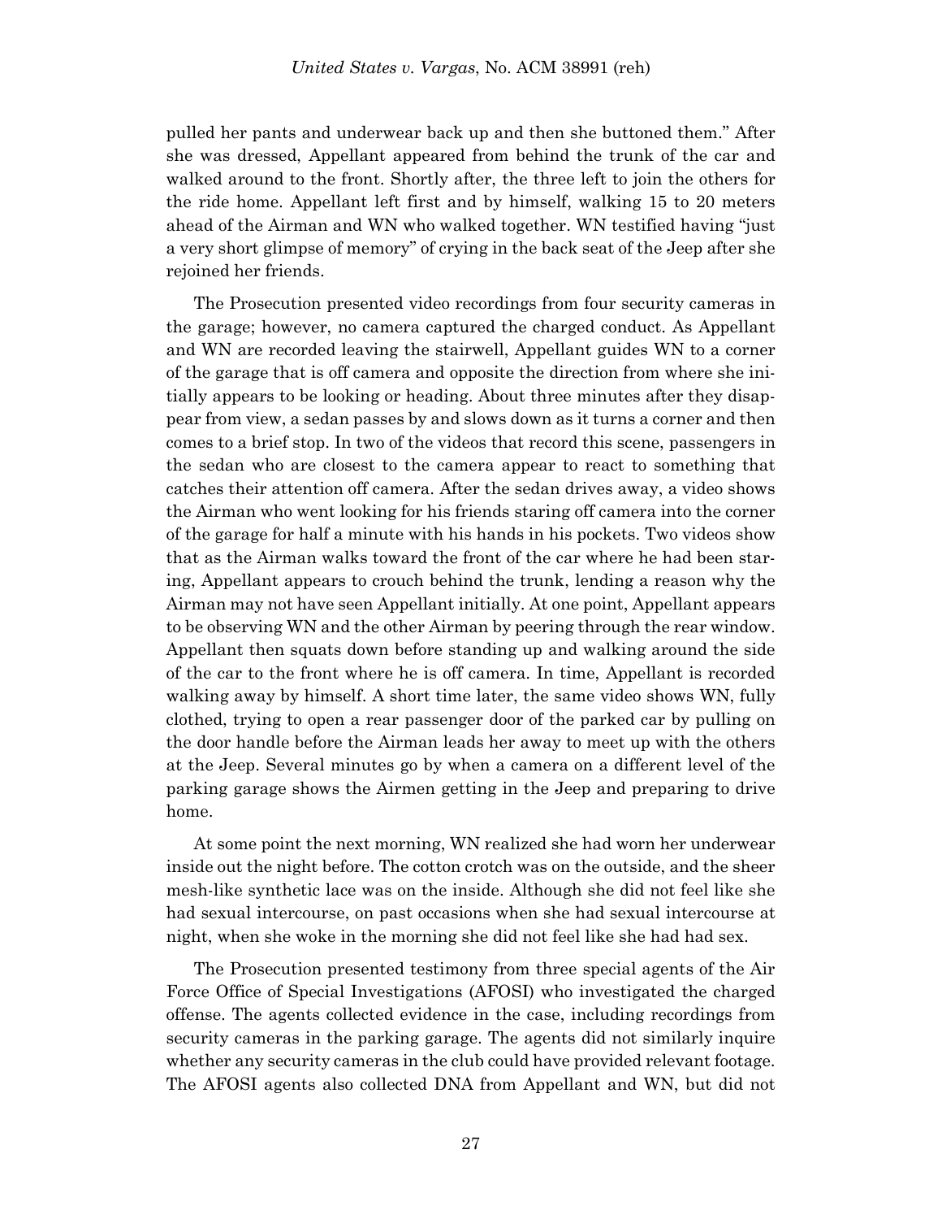pulled her pants and underwear back up and then she buttoned them." After she was dressed, Appellant appeared from behind the trunk of the car and walked around to the front. Shortly after, the three left to join the others for the ride home. Appellant left first and by himself, walking 15 to 20 meters ahead of the Airman and WN who walked together. WN testified having "just a very short glimpse of memory" of crying in the back seat of the Jeep after she rejoined her friends.

The Prosecution presented video recordings from four security cameras in the garage; however, no camera captured the charged conduct. As Appellant and WN are recorded leaving the stairwell, Appellant guides WN to a corner of the garage that is off camera and opposite the direction from where she initially appears to be looking or heading. About three minutes after they disappear from view, a sedan passes by and slows down as it turns a corner and then comes to a brief stop. In two of the videos that record this scene, passengers in the sedan who are closest to the camera appear to react to something that catches their attention off camera. After the sedan drives away, a video shows the Airman who went looking for his friends staring off camera into the corner of the garage for half a minute with his hands in his pockets. Two videos show that as the Airman walks toward the front of the car where he had been staring, Appellant appears to crouch behind the trunk, lending a reason why the Airman may not have seen Appellant initially. At one point, Appellant appears to be observing WN and the other Airman by peering through the rear window. Appellant then squats down before standing up and walking around the side of the car to the front where he is off camera. In time, Appellant is recorded walking away by himself. A short time later, the same video shows WN, fully clothed, trying to open a rear passenger door of the parked car by pulling on the door handle before the Airman leads her away to meet up with the others at the Jeep. Several minutes go by when a camera on a different level of the parking garage shows the Airmen getting in the Jeep and preparing to drive home.

At some point the next morning, WN realized she had worn her underwear inside out the night before. The cotton crotch was on the outside, and the sheer mesh-like synthetic lace was on the inside. Although she did not feel like she had sexual intercourse, on past occasions when she had sexual intercourse at night, when she woke in the morning she did not feel like she had had sex.

The Prosecution presented testimony from three special agents of the Air Force Office of Special Investigations (AFOSI) who investigated the charged offense. The agents collected evidence in the case, including recordings from security cameras in the parking garage. The agents did not similarly inquire whether any security cameras in the club could have provided relevant footage. The AFOSI agents also collected DNA from Appellant and WN, but did not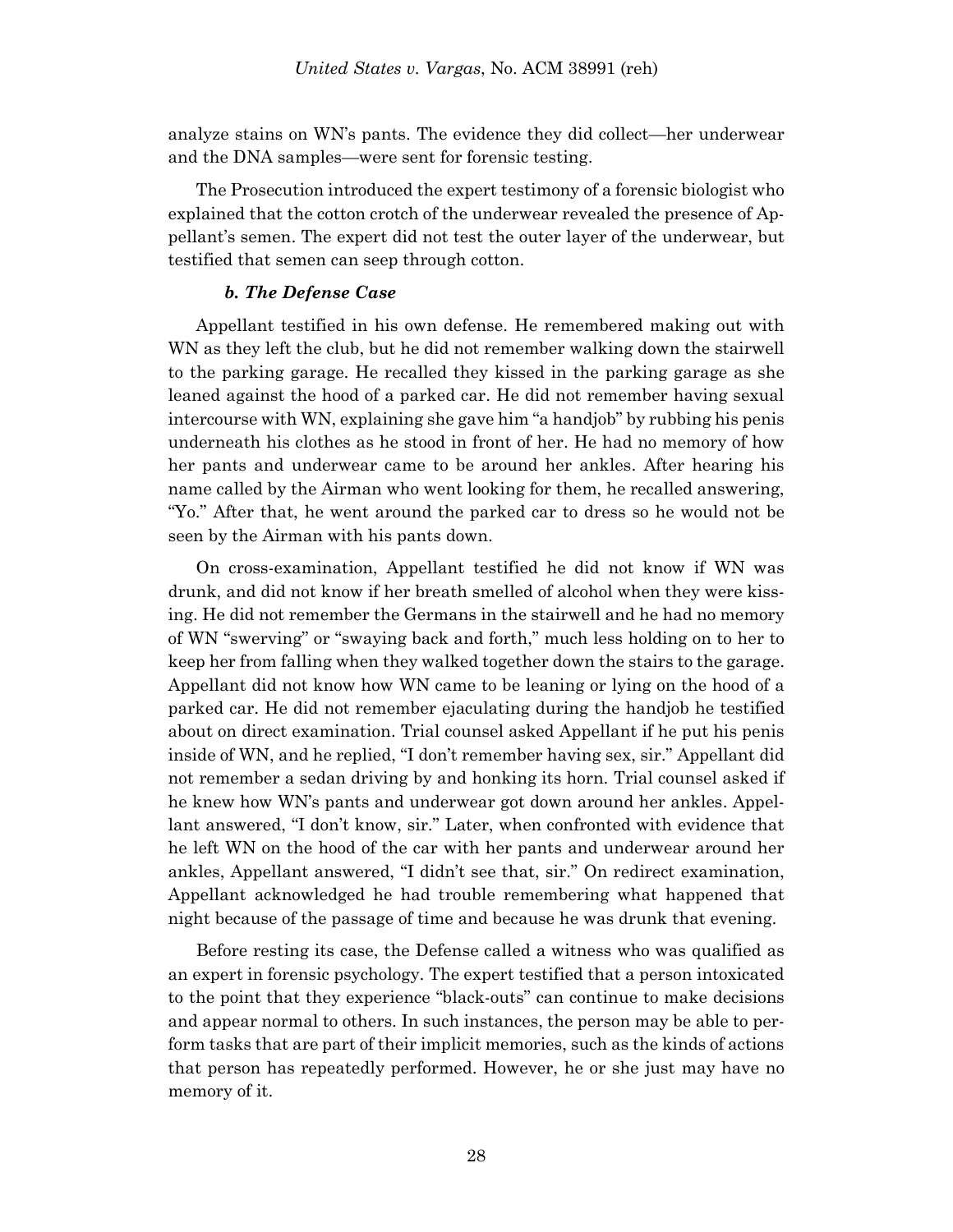analyze stains on WN's pants. The evidence they did collect—her underwear and the DNA samples—were sent for forensic testing.

The Prosecution introduced the expert testimony of a forensic biologist who explained that the cotton crotch of the underwear revealed the presence of Appellant's semen. The expert did not test the outer layer of the underwear, but testified that semen can seep through cotton.

#### *b. The Defense Case*

Appellant testified in his own defense. He remembered making out with WN as they left the club, but he did not remember walking down the stairwell to the parking garage. He recalled they kissed in the parking garage as she leaned against the hood of a parked car. He did not remember having sexual intercourse with WN, explaining she gave him "a handjob" by rubbing his penis underneath his clothes as he stood in front of her. He had no memory of how her pants and underwear came to be around her ankles. After hearing his name called by the Airman who went looking for them, he recalled answering, "Yo." After that, he went around the parked car to dress so he would not be seen by the Airman with his pants down.

On cross-examination, Appellant testified he did not know if WN was drunk, and did not know if her breath smelled of alcohol when they were kissing. He did not remember the Germans in the stairwell and he had no memory of WN "swerving" or "swaying back and forth," much less holding on to her to keep her from falling when they walked together down the stairs to the garage. Appellant did not know how WN came to be leaning or lying on the hood of a parked car. He did not remember ejaculating during the handjob he testified about on direct examination. Trial counsel asked Appellant if he put his penis inside of WN, and he replied, "I don't remember having sex, sir." Appellant did not remember a sedan driving by and honking its horn. Trial counsel asked if he knew how WN's pants and underwear got down around her ankles. Appellant answered, "I don't know, sir." Later, when confronted with evidence that he left WN on the hood of the car with her pants and underwear around her ankles, Appellant answered, "I didn't see that, sir." On redirect examination, Appellant acknowledged he had trouble remembering what happened that night because of the passage of time and because he was drunk that evening.

Before resting its case, the Defense called a witness who was qualified as an expert in forensic psychology. The expert testified that a person intoxicated to the point that they experience "black-outs" can continue to make decisions and appear normal to others. In such instances, the person may be able to perform tasks that are part of their implicit memories, such as the kinds of actions that person has repeatedly performed. However, he or she just may have no memory of it.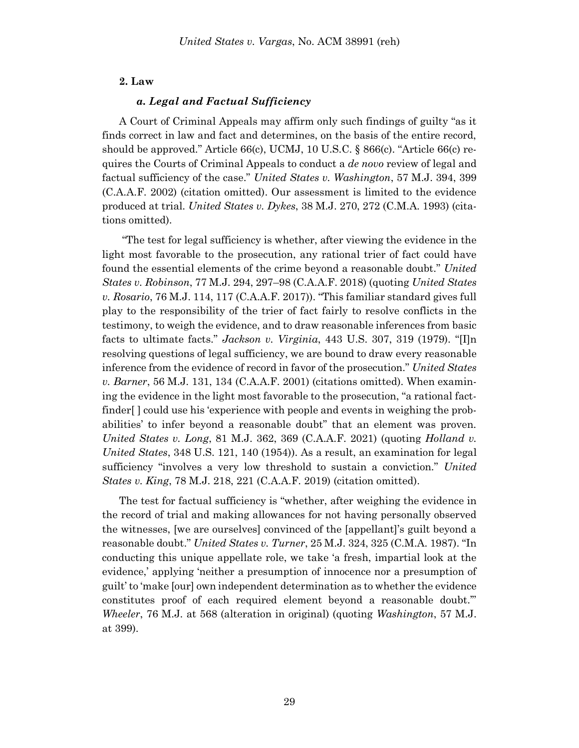**2. Law**

***a. Legal and Factual Sufficiency***

A Court of Criminal Appeals may affirm only such findings of guilty "as it finds correct in law and fact and determines, on the basis of the entire record, should be approved." Article 66(c), UCMJ, 10 U.S.C. § 866(c). "Article 66(c) requires the Courts of Criminal Appeals to conduct a *de novo* review of legal and factual sufficiency of the case." *United States v. Washington*, 57 M.J. 394, 399 (C.A.A.F. 2002) (citation omitted). Our assessment is limited to the evidence produced at trial. *United States v. Dykes*, 38 M.J. 270, 272 (C.M.A. 1993) (citations omitted).

"The test for legal sufficiency is whether, after viewing the evidence in the light most favorable to the prosecution, any rational trier of fact could have found the essential elements of the crime beyond a reasonable doubt." *United States v. Robinson*, 77 M.J. 294, 297–98 (C.A.A.F. 2018) (quoting *United States v. Rosario*, 76 M.J. 114, 117 (C.A.A.F. 2017)). "This familiar standard gives full play to the responsibility of the trier of fact fairly to resolve conflicts in the testimony, to weigh the evidence, and to draw reasonable inferences from basic facts to ultimate facts." *Jackson v. Virginia*, 443 U.S. 307, 319 (1979). "[I]n resolving questions of legal sufficiency, we are bound to draw every reasonable inference from the evidence of record in favor of the prosecution." *United States v. Barner*, 56 M.J. 131, 134 (C.A.A.F. 2001) (citations omitted). When examining the evidence in the light most favorable to the prosecution, "a rational factfinder[ ] could use his 'experience with people and events in weighing the probabilities' to infer beyond a reasonable doubt" that an element was proven. *United States v. Long*, 81 M.J. 362, 369 (C.A.A.F. 2021) (quoting *Holland v. United States*, 348 U.S. 121, 140 (1954)). As a result, an examination for legal sufficiency "involves a very low threshold to sustain a conviction." *United States v. King*, 78 M.J. 218, 221 (C.A.A.F. 2019) (citation omitted).

The test for factual sufficiency is "whether, after weighing the evidence in the record of trial and making allowances for not having personally observed the witnesses, [we are ourselves] convinced of the [appellant]'s guilt beyond a reasonable doubt." *United States v. Turner*, 25 M.J. 324, 325 (C.M.A. 1987). "In conducting this unique appellate role, we take 'a fresh, impartial look at the evidence,' applying 'neither a presumption of innocence nor a presumption of guilt' to 'make [our] own independent determination as to whether the evidence constitutes proof of each required element beyond a reasonable doubt.'" *Wheeler*, 76 M.J. at 568 (alteration in original) (quoting *Washington*, 57 M.J. at 399).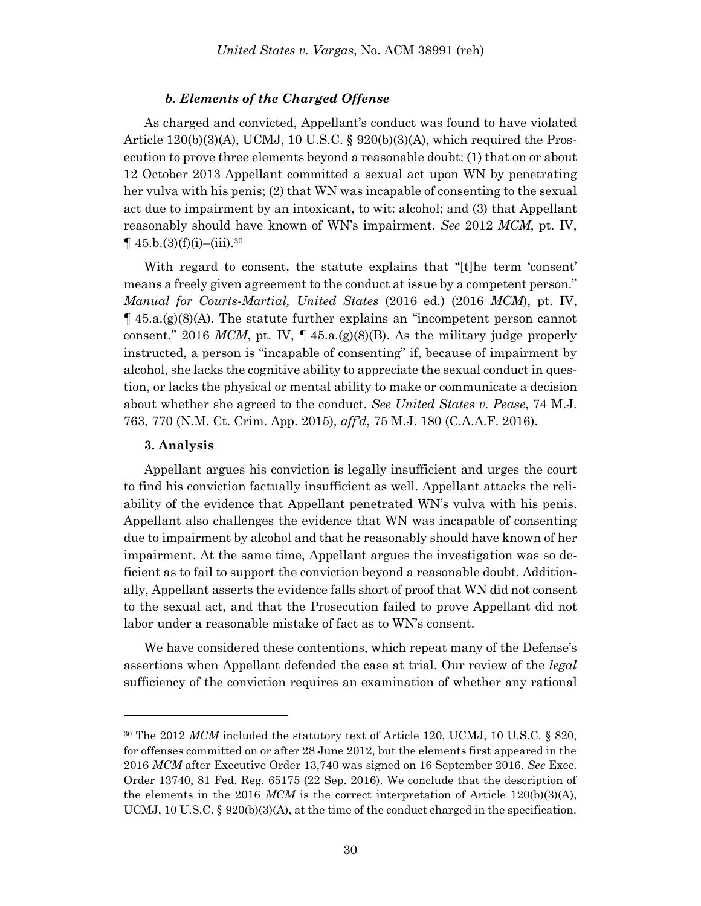### *b. Elements of the Charged Offense*

As charged and convicted, Appellant's conduct was found to have violated Article 120(b)(3)(A), UCMJ, 10 U.S.C. § 920(b)(3)(A), which required the Prosecution to prove three elements beyond a reasonable doubt: (1) that on or about 12 October 2013 Appellant committed a sexual act upon WN by penetrating her vulva with his penis; (2) that WN was incapable of consenting to the sexual act due to impairment by an intoxicant, to wit: alcohol; and (3) that Appellant reasonably should have known of WN's impairment. *See* 2012 *MCM*, pt. IV, ¶ 45.b.(3)(f)(i)–(iii).[30]

With regard to consent, the statute explains that "[t]he term 'consent' means a freely given agreement to the conduct at issue by a competent person." *Manual for Courts-Martial, United States* (2016 ed.) (2016 *MCM*), pt. IV, ¶ 45.a.(g)(8)(A). The statute further explains an "incompetent person cannot consent." 2016 *MCM*, pt. IV, ¶ 45.a.(g)(8)(B). As the military judge properly instructed, a person is "incapable of consenting" if, because of impairment by alcohol, she lacks the cognitive ability to appreciate the sexual conduct in question, or lacks the physical or mental ability to make or communicate a decision about whether she agreed to the conduct. *See United States v. Pease*, 74 M.J. 763, 770 (N.M. Ct. Crim. App. 2015), *aff'd*, 75 M.J. 180 (C.A.A.F. 2016).

### 3. Analysis

Appellant argues his conviction is legally insufficient and urges the court to find his conviction factually insufficient as well. Appellant attacks the reliability of the evidence that Appellant penetrated WN's vulva with his penis. Appellant also challenges the evidence that WN was incapable of consenting due to impairment by alcohol and that he reasonably should have known of her impairment. At the same time, Appellant argues the investigation was so deficient as to fail to support the conviction beyond a reasonable doubt. Additionally, Appellant asserts the evidence falls short of proof that WN did not consent to the sexual act, and that the Prosecution failed to prove Appellant did not labor under a reasonable mistake of fact as to WN's consent.

We have considered these contentions, which repeat many of the Defense's assertions when Appellant defended the case at trial. Our review of the *legal* sufficiency of the conviction requires an examination of whether any rational

---

[30] The 2012 *MCM* included the statutory text of Article 120, UCMJ, 10 U.S.C. § 820, for offenses committed on or after 28 June 2012, but the elements first appeared in the 2016 *MCM* after Executive Order 13,740 was signed on 16 September 2016. *See* Exec. Order 13740, 81 Fed. Reg. 65175 (22 Sep. 2016). We conclude that the description of the elements in the 2016 *MCM* is the correct interpretation of Article 120(b)(3)(A), UCMJ, 10 U.S.C. § 920(b)(3)(A), at the time of the conduct charged in the specification.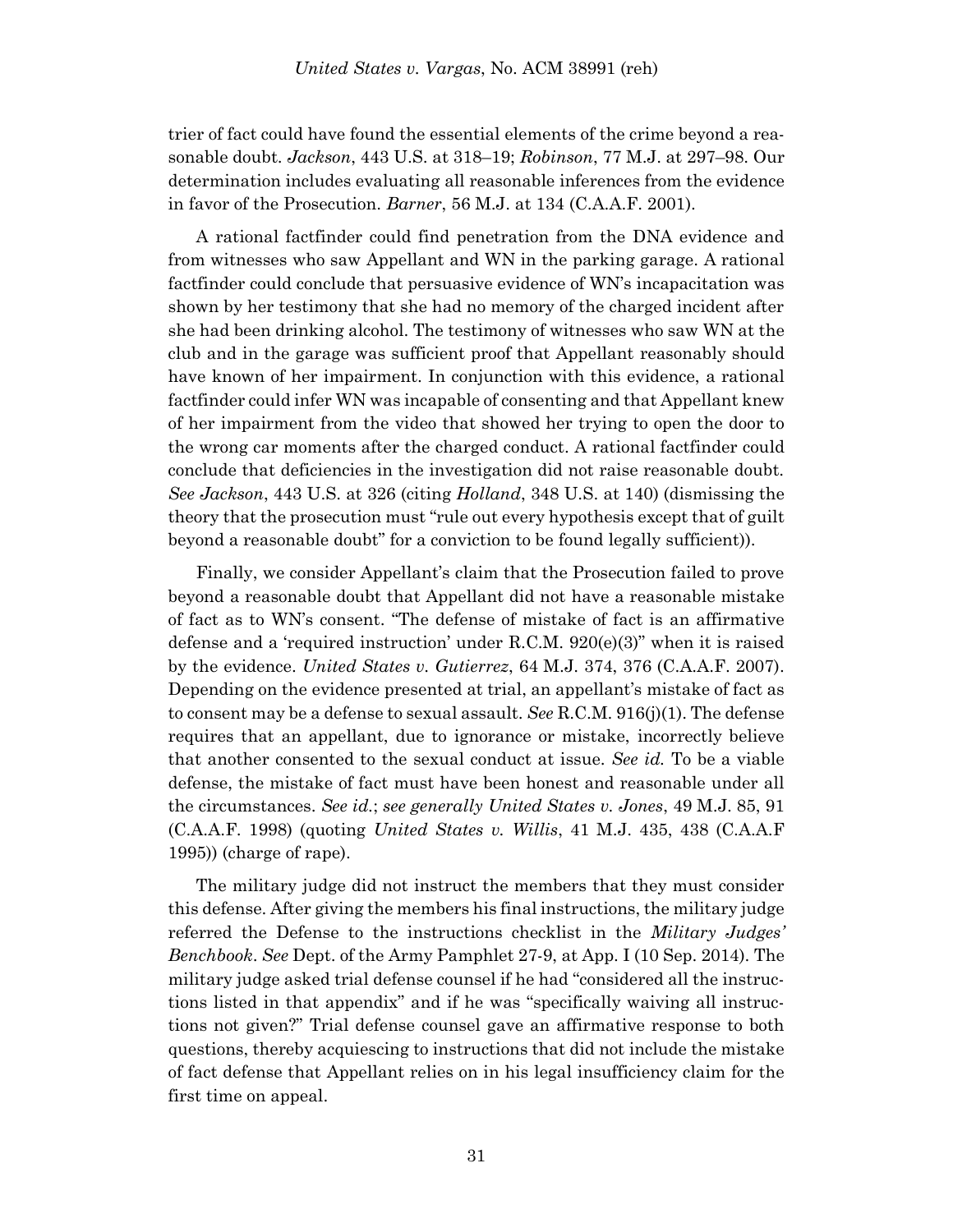trier of fact could have found the essential elements of the crime beyond a reasonable doubt. *Jackson*, 443 U.S. at 318–19; *Robinson*, 77 M.J. at 297–98. Our determination includes evaluating all reasonable inferences from the evidence in favor of the Prosecution. *Barner*, 56 M.J. at 134 (C.A.A.F. 2001).

A rational factfinder could find penetration from the DNA evidence and from witnesses who saw Appellant and WN in the parking garage. A rational factfinder could conclude that persuasive evidence of WN's incapacitation was shown by her testimony that she had no memory of the charged incident after she had been drinking alcohol. The testimony of witnesses who saw WN at the club and in the garage was sufficient proof that Appellant reasonably should have known of her impairment. In conjunction with this evidence, a rational factfinder could infer WN was incapable of consenting and that Appellant knew of her impairment from the video that showed her trying to open the door to the wrong car moments after the charged conduct. A rational factfinder could conclude that deficiencies in the investigation did not raise reasonable doubt. *See Jackson*, 443 U.S. at 326 (citing *Holland*, 348 U.S. at 140) (dismissing the theory that the prosecution must "rule out every hypothesis except that of guilt beyond a reasonable doubt" for a conviction to be found legally sufficient)).

Finally, we consider Appellant's claim that the Prosecution failed to prove beyond a reasonable doubt that Appellant did not have a reasonable mistake of fact as to WN's consent. "The defense of mistake of fact is an affirmative defense and a 'required instruction' under R.C.M. 920(e)(3)" when it is raised by the evidence. *United States v. Gutierrez*, 64 M.J. 374, 376 (C.A.A.F. 2007). Depending on the evidence presented at trial, an appellant's mistake of fact as to consent may be a defense to sexual assault. *See* R.C.M. 916(j)(1). The defense requires that an appellant, due to ignorance or mistake, incorrectly believe that another consented to the sexual conduct at issue. *See id.* To be a viable defense, the mistake of fact must have been honest and reasonable under all the circumstances. *See id.*; *see generally United States v. Jones*, 49 M.J. 85, 91 (C.A.A.F. 1998) (quoting *United States v. Willis*, 41 M.J. 435, 438 (C.A.A.F 1995)) (charge of rape).

The military judge did not instruct the members that they must consider this defense. After giving the members his final instructions, the military judge referred the Defense to the instructions checklist in the *Military Judges' Benchbook*. *See* Dept. of the Army Pamphlet 27-9, at App. I (10 Sep. 2014). The military judge asked trial defense counsel if he had "considered all the instructions listed in that appendix" and if he was "specifically waiving all instructions not given?" Trial defense counsel gave an affirmative response to both questions, thereby acquiescing to instructions that did not include the mistake of fact defense that Appellant relies on in his legal insufficiency claim for the first time on appeal.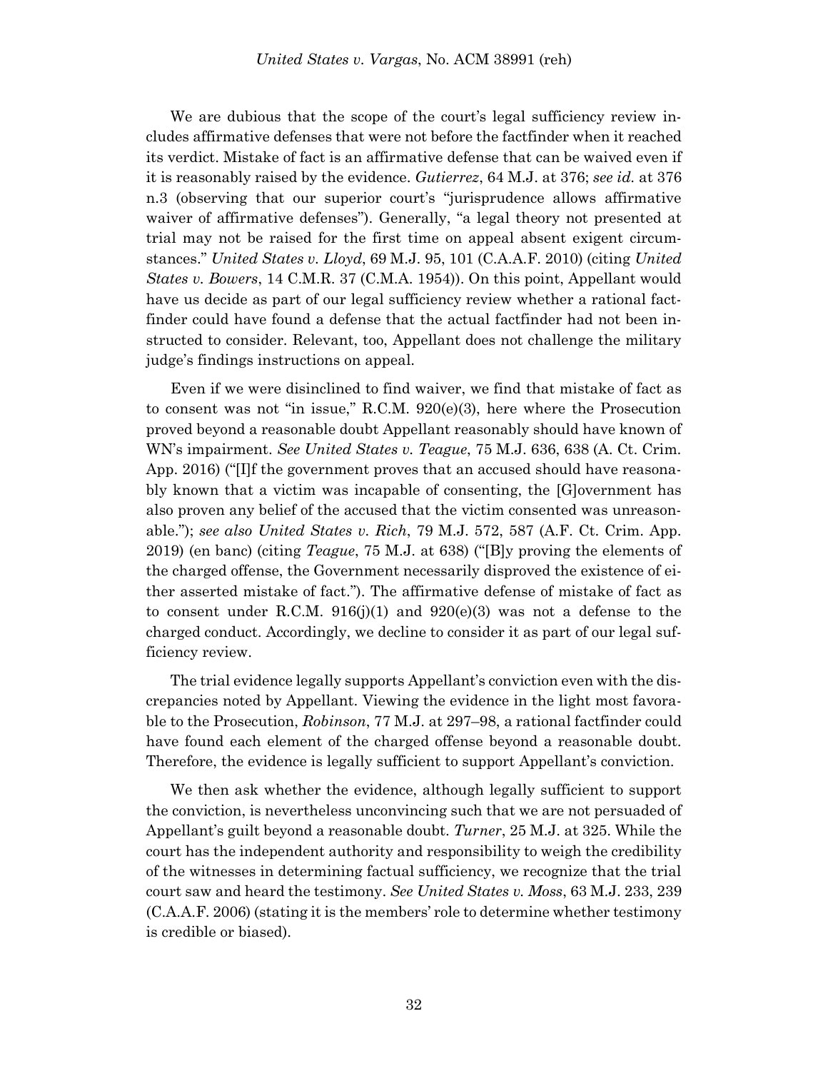We are dubious that the scope of the court's legal sufficiency review includes affirmative defenses that were not before the factfinder when it reached its verdict. Mistake of fact is an affirmative defense that can be waived even if it is reasonably raised by the evidence. *Gutierrez*, 64 M.J. at 376; *see id.* at 376 n.3 (observing that our superior court's "jurisprudence allows affirmative waiver of affirmative defenses"). Generally, "a legal theory not presented at trial may not be raised for the first time on appeal absent exigent circumstances." *United States v. Lloyd*, 69 M.J. 95, 101 (C.A.A.F. 2010) (citing *United States v. Bowers*, 14 C.M.R. 37 (C.M.A. 1954)). On this point, Appellant would have us decide as part of our legal sufficiency review whether a rational factfinder could have found a defense that the actual factfinder had not been instructed to consider. Relevant, too, Appellant does not challenge the military judge's findings instructions on appeal.

Even if we were disinclined to find waiver, we find that mistake of fact as to consent was not "in issue," R.C.M. 920(e)(3), here where the Prosecution proved beyond a reasonable doubt Appellant reasonably should have known of WN's impairment. *See United States v. Teague*, 75 M.J. 636, 638 (A. Ct. Crim. App. 2016) ("[I]f the government proves that an accused should have reasonably known that a victim was incapable of consenting, the [G]overnment has also proven any belief of the accused that the victim consented was unreasonable."); *see also United States v. Rich*, 79 M.J. 572, 587 (A.F. Ct. Crim. App. 2019) (en banc) (citing *Teague*, 75 M.J. at 638) ("[B]y proving the elements of the charged offense, the Government necessarily disproved the existence of either asserted mistake of fact."). The affirmative defense of mistake of fact as to consent under R.C.M. 916(j)(1) and 920(e)(3) was not a defense to the charged conduct. Accordingly, we decline to consider it as part of our legal sufficiency review.

The trial evidence legally supports Appellant's conviction even with the discrepancies noted by Appellant. Viewing the evidence in the light most favorable to the Prosecution, *Robinson*, 77 M.J. at 297–98, a rational factfinder could have found each element of the charged offense beyond a reasonable doubt. Therefore, the evidence is legally sufficient to support Appellant's conviction.

We then ask whether the evidence, although legally sufficient to support the conviction, is nevertheless unconvincing such that we are not persuaded of Appellant's guilt beyond a reasonable doubt. *Turner*, 25 M.J. at 325. While the court has the independent authority and responsibility to weigh the credibility of the witnesses in determining factual sufficiency, we recognize that the trial court saw and heard the testimony. *See United States v. Moss*, 63 M.J. 233, 239 (C.A.A.F. 2006) (stating it is the members' role to determine whether testimony is credible or biased).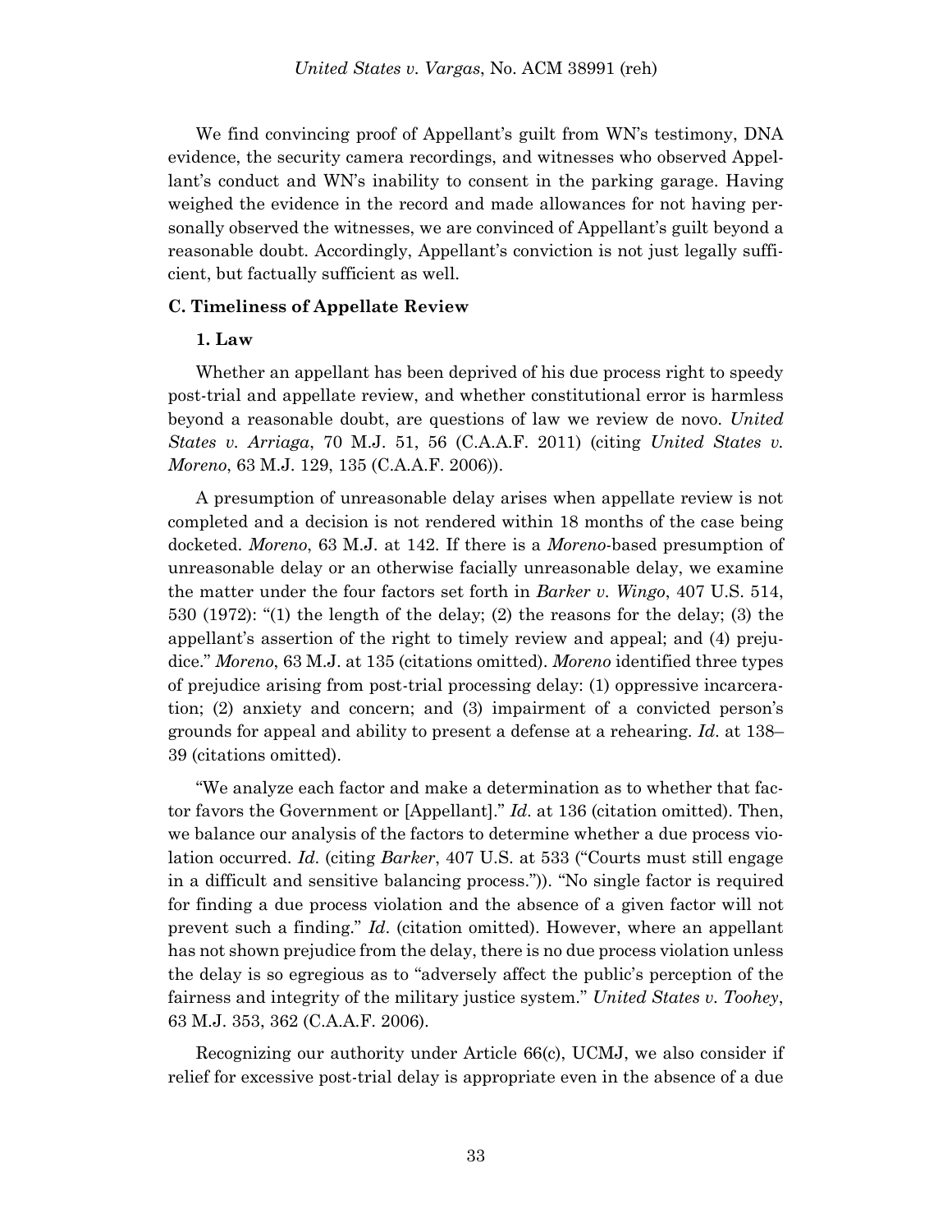We find convincing proof of Appellant's guilt from WN's testimony, DNA evidence, the security camera recordings, and witnesses who observed Appellant's conduct and WN's inability to consent in the parking garage. Having weighed the evidence in the record and made allowances for not having personally observed the witnesses, we are convinced of Appellant's guilt beyond a reasonable doubt. Accordingly, Appellant's conviction is not just legally sufficient, but factually sufficient as well.

### C. Timeliness of Appellate Review

#### 1. Law

Whether an appellant has been deprived of his due process right to speedy post-trial and appellate review, and whether constitutional error is harmless beyond a reasonable doubt, are questions of law we review de novo. *United States v. Arriaga*, 70 M.J. 51, 56 (C.A.A.F. 2011) (citing *United States v. Moreno*, 63 M.J. 129, 135 (C.A.A.F. 2006)).

A presumption of unreasonable delay arises when appellate review is not completed and a decision is not rendered within 18 months of the case being docketed. *Moreno*, 63 M.J. at 142. If there is a *Moreno*-based presumption of unreasonable delay or an otherwise facially unreasonable delay, we examine the matter under the four factors set forth in *Barker v. Wingo*, 407 U.S. 514, 530 (1972): "(1) the length of the delay; (2) the reasons for the delay; (3) the appellant's assertion of the right to timely review and appeal; and (4) prejudice." *Moreno*, 63 M.J. at 135 (citations omitted). *Moreno* identified three types of prejudice arising from post-trial processing delay: (1) oppressive incarceration; (2) anxiety and concern; and (3) impairment of a convicted person's grounds for appeal and ability to present a defense at a rehearing. *Id.* at 138–39 (citations omitted).

"We analyze each factor and make a determination as to whether that factor favors the Government or [Appellant]." *Id.* at 136 (citation omitted). Then, we balance our analysis of the factors to determine whether a due process violation occurred. *Id.* (citing *Barker*, 407 U.S. at 533 ("Courts must still engage in a difficult and sensitive balancing process.")). "No single factor is required for finding a due process violation and the absence of a given factor will not prevent such a finding." *Id.* (citation omitted). However, where an appellant has not shown prejudice from the delay, there is no due process violation unless the delay is so egregious as to "adversely affect the public's perception of the fairness and integrity of the military justice system." *United States v. Toohey*, 63 M.J. 353, 362 (C.A.A.F. 2006).

Recognizing our authority under Article 66(c), UCMJ, we also consider if relief for excessive post-trial delay is appropriate even in the absence of a due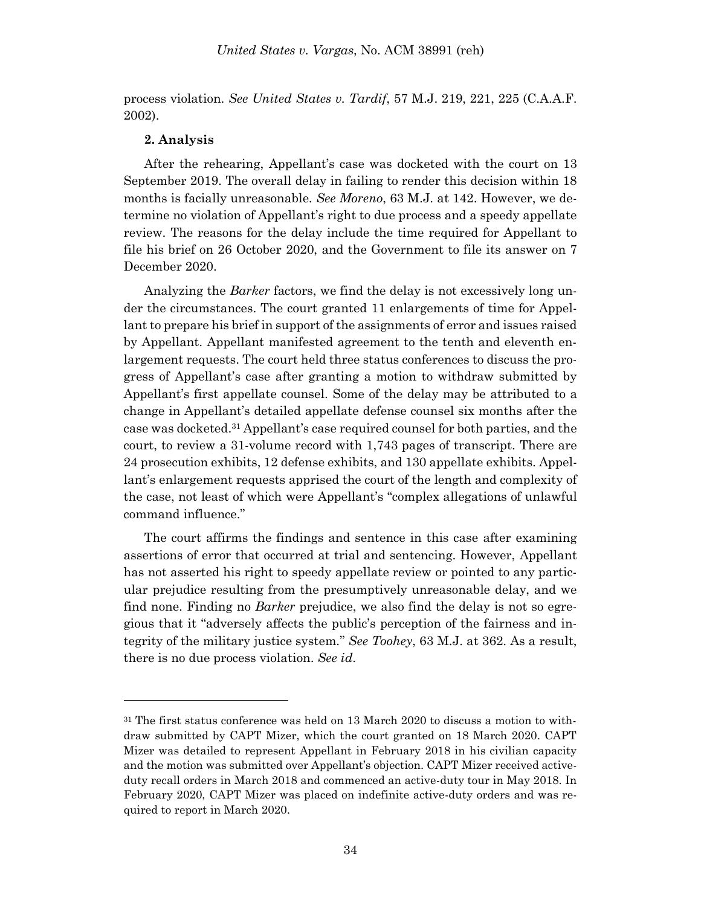process violation. *See United States v. Tardif*, 57 M.J. 219, 221, 225 (C.A.A.F. 2002).

**2. Analysis**

After the rehearing, Appellant's case was docketed with the court on 13 September 2019. The overall delay in failing to render this decision within 18 months is facially unreasonable. *See Moreno*, 63 M.J. at 142. However, we determine no violation of Appellant's right to due process and a speedy appellate review. The reasons for the delay include the time required for Appellant to file his brief on 26 October 2020, and the Government to file its answer on 7 December 2020.

Analyzing the *Barker* factors, we find the delay is not excessively long under the circumstances. The court granted 11 enlargements of time for Appellant to prepare his brief in support of the assignments of error and issues raised by Appellant. Appellant manifested agreement to the tenth and eleventh enlargement requests. The court held three status conferences to discuss the progress of Appellant's case after granting a motion to withdraw submitted by Appellant's first appellate counsel. Some of the delay may be attributed to a change in Appellant's detailed appellate defense counsel six months after the case was docketed.[31] Appellant's case required counsel for both parties, and the court, to review a 31-volume record with 1,743 pages of transcript. There are 24 prosecution exhibits, 12 defense exhibits, and 130 appellate exhibits. Appellant's enlargement requests apprised the court of the length and complexity of the case, not least of which were Appellant's "complex allegations of unlawful command influence."

The court affirms the findings and sentence in this case after examining assertions of error that occurred at trial and sentencing. However, Appellant has not asserted his right to speedy appellate review or pointed to any particular prejudice resulting from the presumptively unreasonable delay, and we find none. Finding no *Barker* prejudice, we also find the delay is not so egregious that it "adversely affects the public's perception of the fairness and integrity of the military justice system." *See Toohey*, 63 M.J. at 362. As a result, there is no due process violation. *See id.*

---

[31] The first status conference was held on 13 March 2020 to discuss a motion to withdraw submitted by CAPT Mizer, which the court granted on 18 March 2020. CAPT Mizer was detailed to represent Appellant in February 2018 in his civilian capacity and the motion was submitted over Appellant's objection. CAPT Mizer received active-duty recall orders in March 2018 and commenced an active-duty tour in May 2018. In February 2020, CAPT Mizer was placed on indefinite active-duty orders and was required to report in March 2020.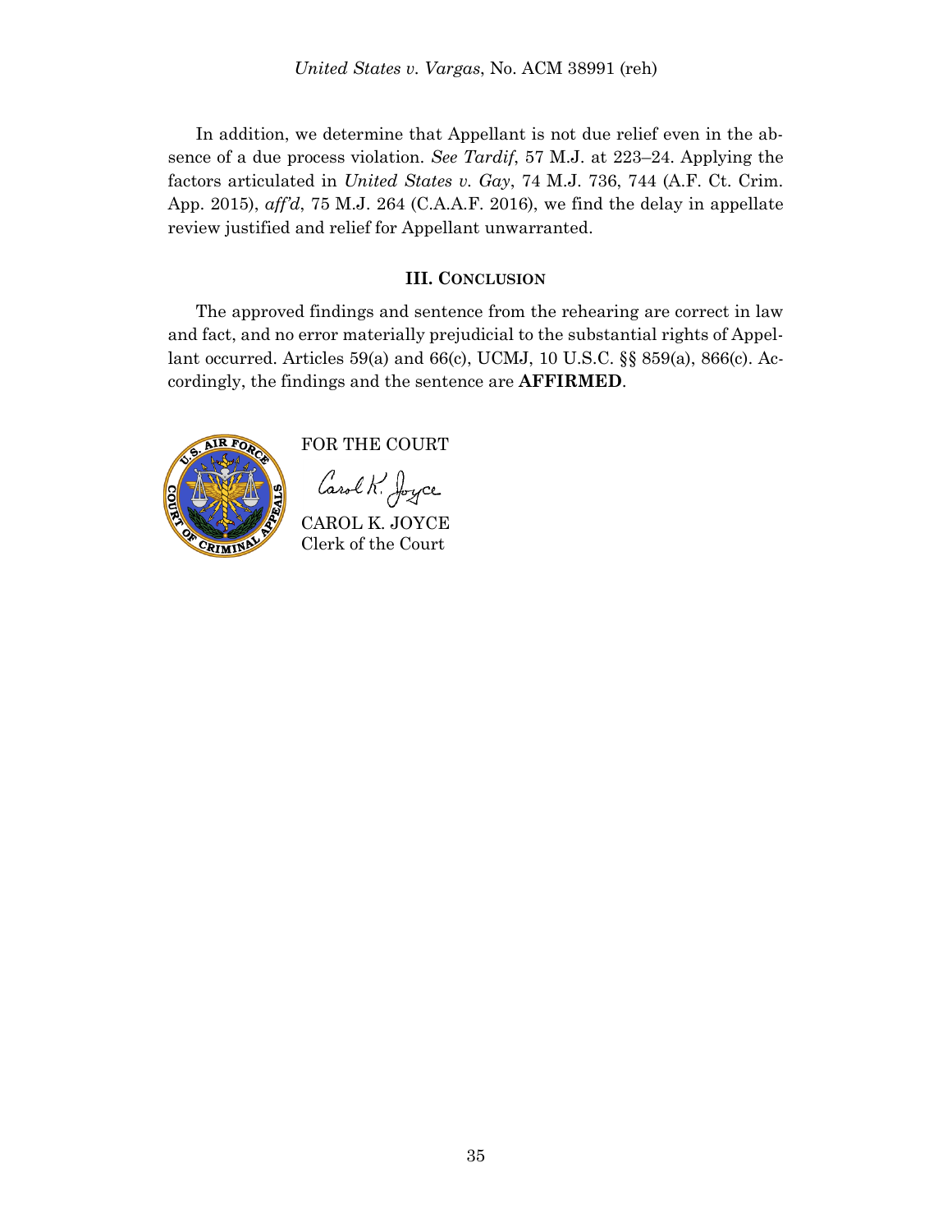In addition, we determine that Appellant is not due relief even in the absence of a due process violation. *See Tardif*, 57 M.J. at 223–24. Applying the factors articulated in *United States v. Gay*, 74 M.J. 736, 744 (A.F. Ct. Crim. App. 2015), *aff'd*, 75 M.J. 264 (C.A.A.F. 2016), we find the delay in appellate review justified and relief for Appellant unwarranted.

### III. CONCLUSION

The approved findings and sentence from the rehearing are correct in law and fact, and no error materially prejudicial to the substantial rights of Appellant occurred. Articles 59(a) and 66(c), UCMJ, 10 U.S.C. §§ 859(a), 866(c). Accordingly, the findings and the sentence are **AFFIRMED**.

FOR THE COURT

Carol K. Joyce

CAROL K. JOYCE
Clerk of the Court